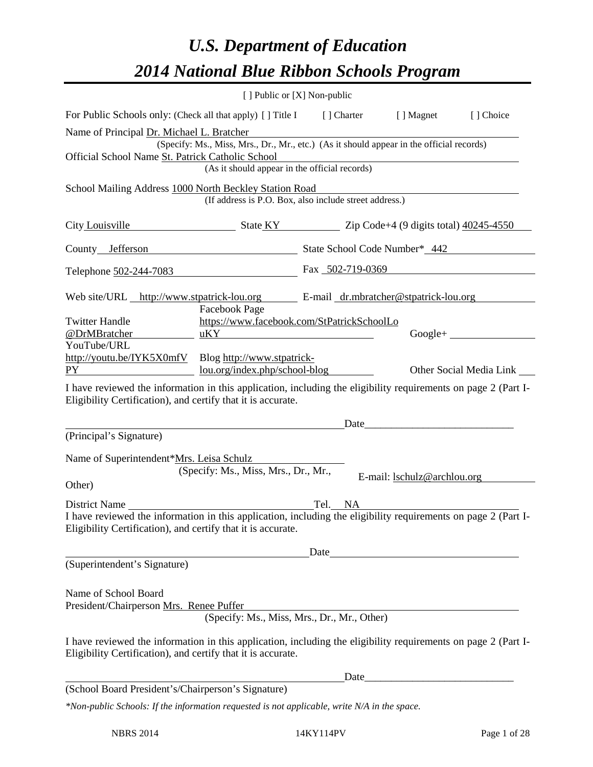# U.S. Department of Education

# 2014 National Blue Ribbon Schools Program

[ ] Public or [X] Non-public

For Public Schools only: (Check all that apply) [ ] Title I [ ] Charter [ ] Magnet [ ] Choice

Name of Principal Dr. Michael L. Bratcher
(Specify: Ms., Miss, Mrs., Dr., Mr., etc.) (As it should appear in the official records)

Official School Name St. Patrick Catholic School
(As it should appear in the official records)

School Mailing Address 1000 North Beckley Station Road
(If address is P.O. Box, also include street address.)

City Louisville State KY Zip Code+4 (9 digits total) 40245-4550

County Jefferson State School Code Number* 442

Telephone 502-244-7083 Fax 502-719-0369

Web site/URL http://www.stpatrick-lou.org E-mail dr.mbratcher@stpatrick-lou.org

Twitter Handle @DrMBratcher

Facebook Page https://www.facebook.com/StPatrickSchoolLouKY

Google+

YouTube/URL http://youtu.be/IYK5X0mfVPY

Blog http://www.stpatrick-lou.org/index.php/school-blog

Other Social Media Link

I have reviewed the information in this application, including the eligibility requirements on page 2 (Part I-Eligibility Certification), and certify that it is accurate.

_________________________________________ Date_________________________
(Principal's Signature)

Name of Superintendent*Mrs. Leisa Schulz
(Specify: Ms., Miss, Mrs., Dr., Mr., Other)

E-mail: lschulz@archlou.org

District Name _________________________ Tel. NA

I have reviewed the information in this application, including the eligibility requirements on page 2 (Part I-Eligibility Certification), and certify that it is accurate.

_________________________________________ Date_________________________
(Superintendent's Signature)

Name of School Board President/Chairperson Mrs. Renee Puffer
(Specify: Ms., Miss, Mrs., Dr., Mr., Other)

I have reviewed the information in this application, including the eligibility requirements on page 2 (Part I-Eligibility Certification), and certify that it is accurate.

_________________________________________ Date_________________________
(School Board President's/Chairperson's Signature)

*\*Non-public Schools: If the information requested is not applicable, write N/A in the space.*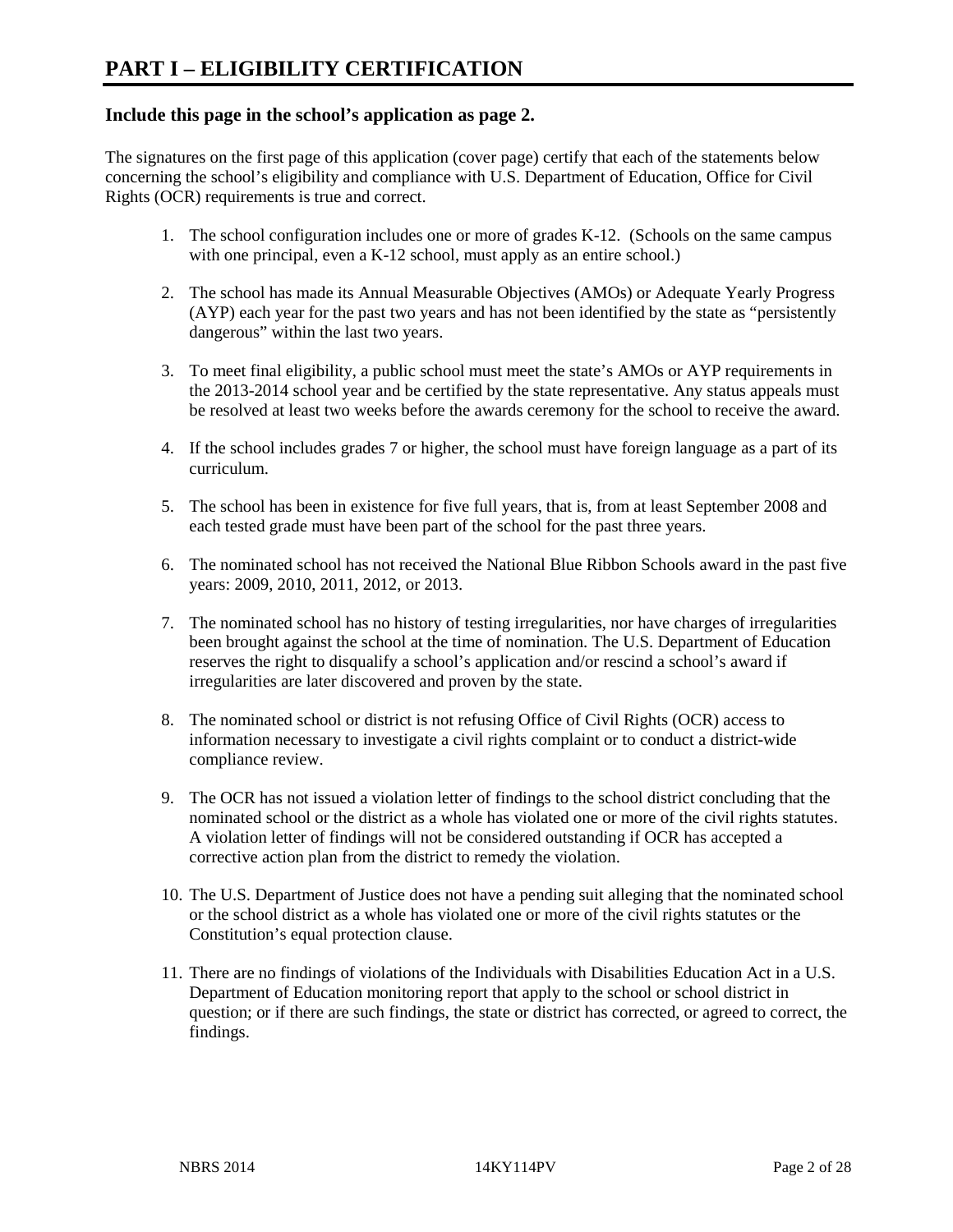# PART I – ELIGIBILITY CERTIFICATION

### Include this page in the school's application as page 2.

The signatures on the first page of this application (cover page) certify that each of the statements below concerning the school's eligibility and compliance with U.S. Department of Education, Office for Civil Rights (OCR) requirements is true and correct.

1. The school configuration includes one or more of grades K-12. (Schools on the same campus with one principal, even a K-12 school, must apply as an entire school.)

2. The school has made its Annual Measurable Objectives (AMOs) or Adequate Yearly Progress (AYP) each year for the past two years and has not been identified by the state as "persistently dangerous" within the last two years.

3. To meet final eligibility, a public school must meet the state's AMOs or AYP requirements in the 2013-2014 school year and be certified by the state representative. Any status appeals must be resolved at least two weeks before the awards ceremony for the school to receive the award.

4. If the school includes grades 7 or higher, the school must have foreign language as a part of its curriculum.

5. The school has been in existence for five full years, that is, from at least September 2008 and each tested grade must have been part of the school for the past three years.

6. The nominated school has not received the National Blue Ribbon Schools award in the past five years: 2009, 2010, 2011, 2012, or 2013.

7. The nominated school has no history of testing irregularities, nor have charges of irregularities been brought against the school at the time of nomination. The U.S. Department of Education reserves the right to disqualify a school's application and/or rescind a school's award if irregularities are later discovered and proven by the state.

8. The nominated school or district is not refusing Office of Civil Rights (OCR) access to information necessary to investigate a civil rights complaint or to conduct a district-wide compliance review.

9. The OCR has not issued a violation letter of findings to the school district concluding that the nominated school or the district as a whole has violated one or more of the civil rights statutes. A violation letter of findings will not be considered outstanding if OCR has accepted a corrective action plan from the district to remedy the violation.

10. The U.S. Department of Justice does not have a pending suit alleging that the nominated school or the school district as a whole has violated one or more of the civil rights statutes or the Constitution's equal protection clause.

11. There are no findings of violations of the Individuals with Disabilities Education Act in a U.S. Department of Education monitoring report that apply to the school or school district in question; or if there are such findings, the state or district has corrected, or agreed to correct, the findings.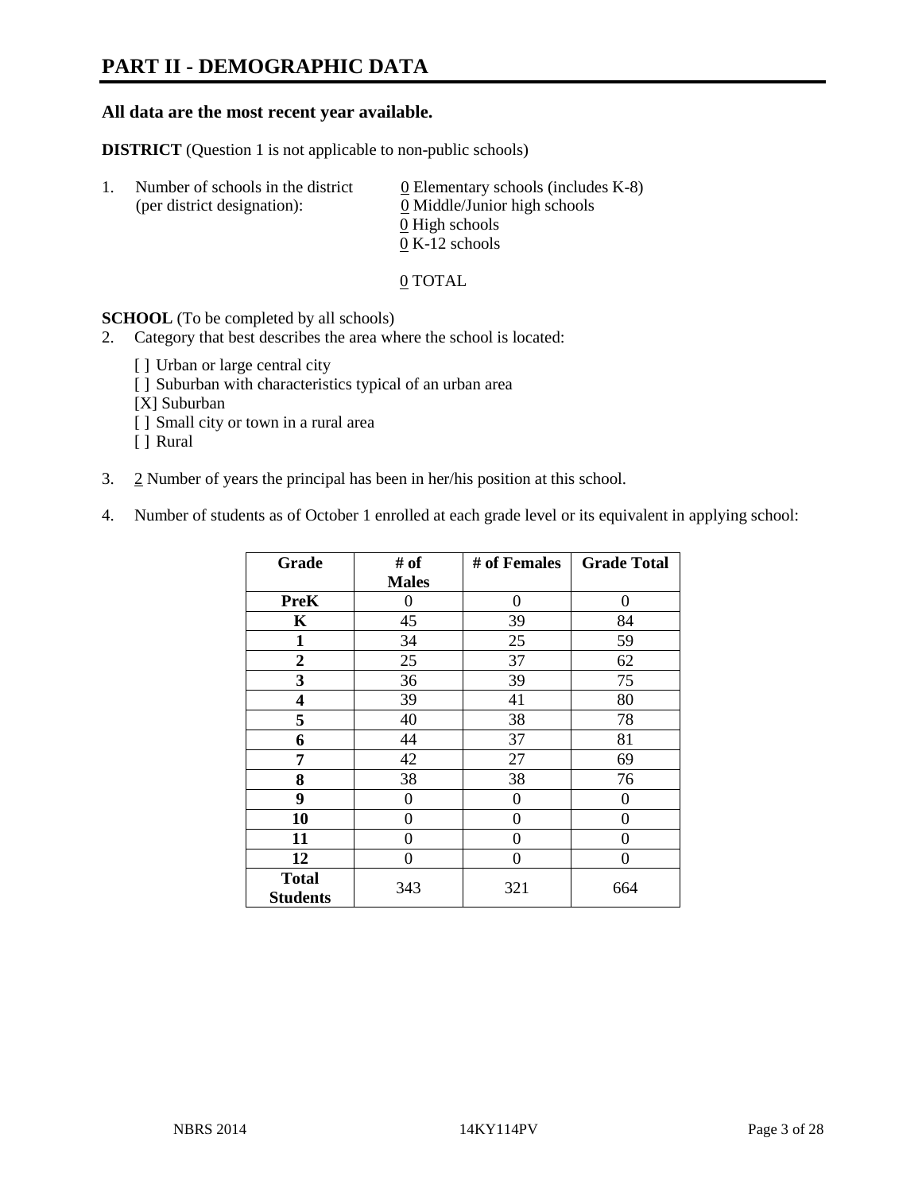# PART II - DEMOGRAPHIC DATA

**All data are the most recent year available.**

**DISTRICT** (Question 1 is not applicable to non-public schools)

1. Number of schools in the district (per district designation):
   0 Elementary schools (includes K-8)
   0 Middle/Junior high schools
   0 High schools
   0 K-12 schools

   0 TOTAL

**SCHOOL** (To be completed by all schools)

2. Category that best describes the area where the school is located:

   [ ] Urban or large central city
   [ ] Suburban with characteristics typical of an urban area
   [X] Suburban
   [ ] Small city or town in a rural area
   [ ] Rural

3. 2 Number of years the principal has been in her/his position at this school.

4. Number of students as of October 1 enrolled at each grade level or its equivalent in applying school:

| Grade | # of Males | # of Females | Grade Total |
|---|---|---|---|
| **PreK** | 0 | 0 | 0 |
| **K** | 45 | 39 | 84 |
| **1** | 34 | 25 | 59 |
| **2** | 25 | 37 | 62 |
| **3** | 36 | 39 | 75 |
| **4** | 39 | 41 | 80 |
| **5** | 40 | 38 | 78 |
| **6** | 44 | 37 | 81 |
| **7** | 42 | 27 | 69 |
| **8** | 38 | 38 | 76 |
| **9** | 0 | 0 | 0 |
| **10** | 0 | 0 | 0 |
| **11** | 0 | 0 | 0 |
| **12** | 0 | 0 | 0 |
| **Total Students** | 343 | 321 | 664 |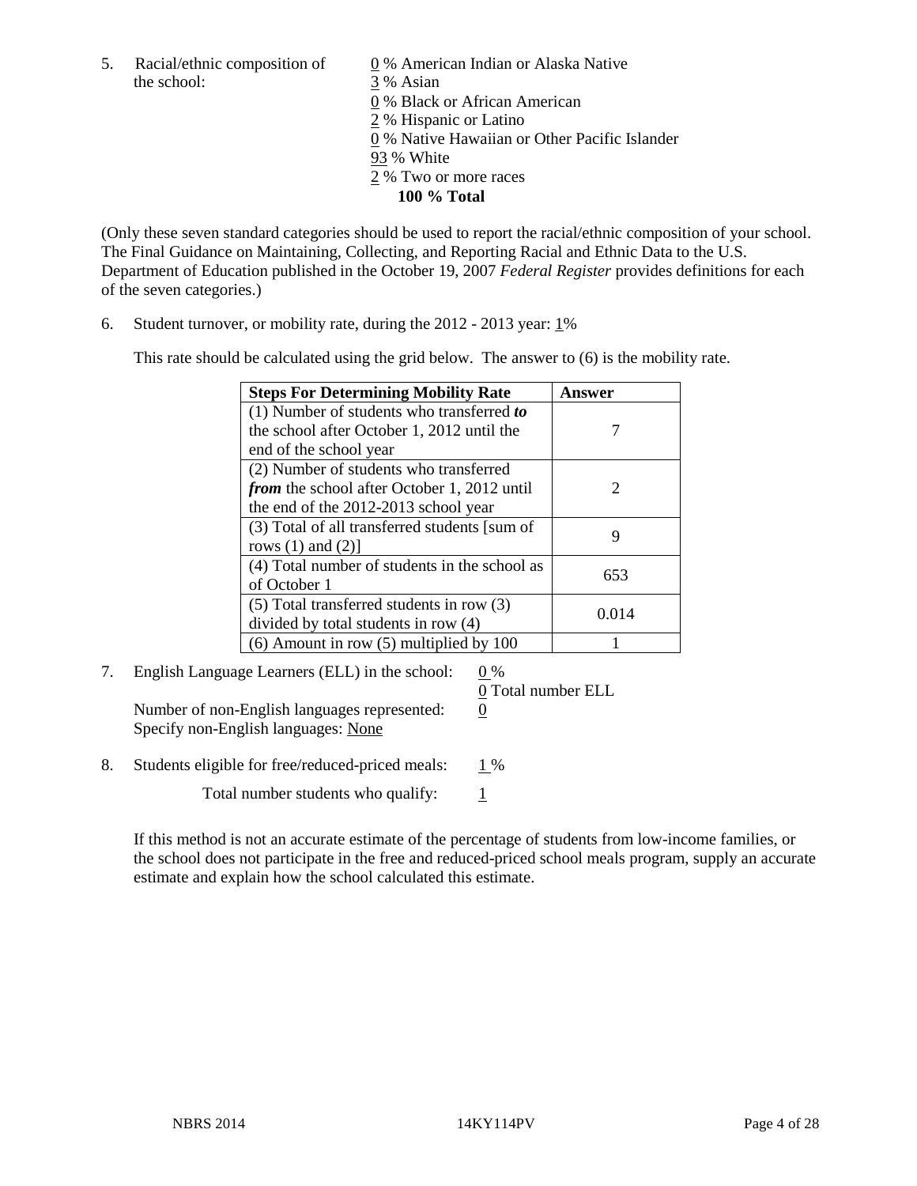5. Racial/ethnic composition of the school:

0 % American Indian or Alaska Native
3 % Asian
0 % Black or African American
2 % Hispanic or Latino
0 % Native Hawaiian or Other Pacific Islander
93 % White
2 % Two or more races
**100 % Total**

(Only these seven standard categories should be used to report the racial/ethnic composition of your school. The Final Guidance on Maintaining, Collecting, and Reporting Racial and Ethnic Data to the U.S. Department of Education published in the October 19, 2007 *Federal Register* provides definitions for each of the seven categories.)

6. Student turnover, or mobility rate, during the 2012 - 2013 year: 1%

This rate should be calculated using the grid below. The answer to (6) is the mobility rate.

| **Steps For Determining Mobility Rate** | **Answer** |
|---|---|
| (1) Number of students who transferred ***to*** the school after October 1, 2012 until the end of the school year | 7 |
| (2) Number of students who transferred ***from*** the school after October 1, 2012 until the end of the 2012-2013 school year | 2 |
| (3) Total of all transferred students [sum of rows (1) and (2)] | 9 |
| (4) Total number of students in the school as of October 1 | 653 |
| (5) Total transferred students in row (3) divided by total students in row (4) | 0.014 |
| (6) Amount in row (5) multiplied by 100 | 1 |

7. English Language Learners (ELL) in the school: 0 %
0 Total number ELL

Number of non-English languages represented: 0
Specify non-English languages: None

8. Students eligible for free/reduced-priced meals: 1 %

Total number students who qualify: 1

If this method is not an accurate estimate of the percentage of students from low-income families, or the school does not participate in the free and reduced-priced school meals program, supply an accurate estimate and explain how the school calculated this estimate.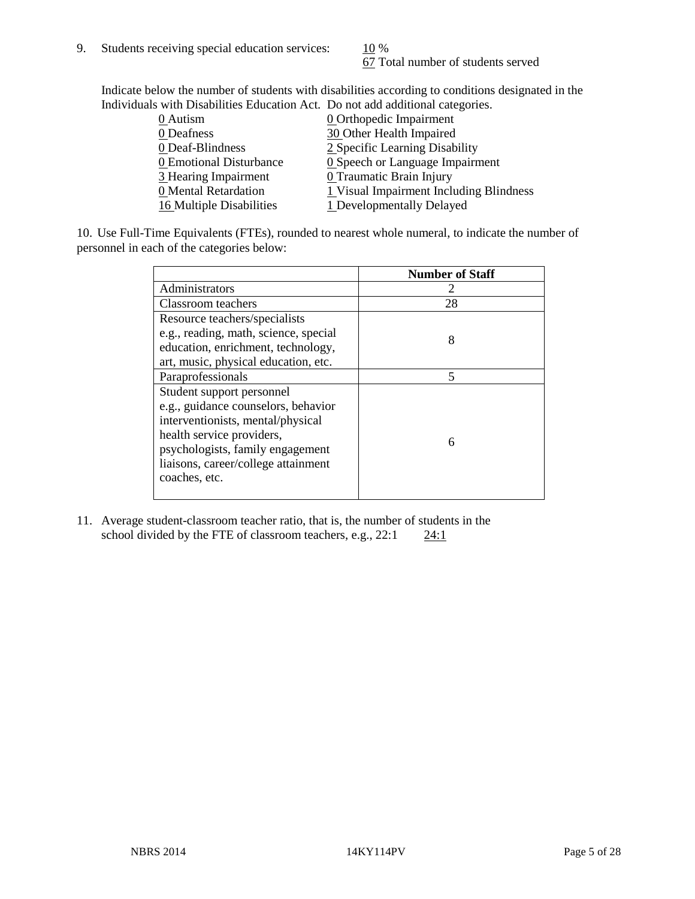9. Students receiving special education services: 10 %
   67 Total number of students served

Indicate below the number of students with disabilities according to conditions designated in the Individuals with Disabilities Education Act. Do not add additional categories.

| | |
|---|---|
| 0 Autism | 0 Orthopedic Impairment |
| 0 Deafness | 30 Other Health Impaired |
| 0 Deaf-Blindness | 2 Specific Learning Disability |
| 0 Emotional Disturbance | 0 Speech or Language Impairment |
| 3 Hearing Impairment | 0 Traumatic Brain Injury |
| 0 Mental Retardation | 1 Visual Impairment Including Blindness |
| 16 Multiple Disabilities | 1 Developmentally Delayed |

10. Use Full-Time Equivalents (FTEs), rounded to nearest whole numeral, to indicate the number of personnel in each of the categories below:

| | **Number of Staff** |
|---|---|
| Administrators | 2 |
| Classroom teachers | 28 |
| Resource teachers/specialists e.g., reading, math, science, special education, enrichment, technology, art, music, physical education, etc. | 8 |
| Paraprofessionals | 5 |
| Student support personnel e.g., guidance counselors, behavior interventionists, mental/physical health service providers, psychologists, family engagement liaisons, career/college attainment coaches, etc. | 6 |

11. Average student-classroom teacher ratio, that is, the number of students in the school divided by the FTE of classroom teachers, e.g., 22:1    24:1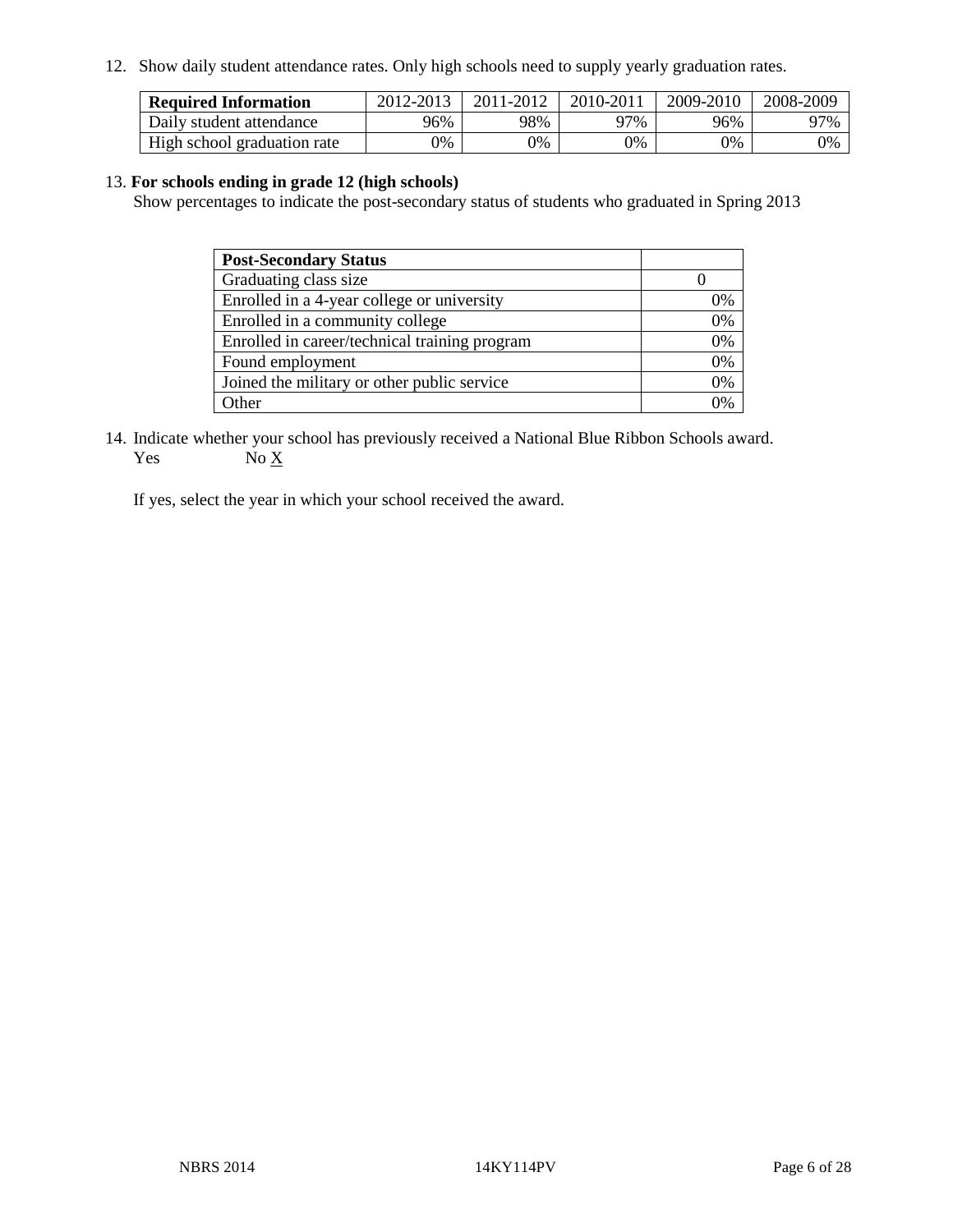12. Show daily student attendance rates. Only high schools need to supply yearly graduation rates.

| **Required Information** | 2012-2013 | 2011-2012 | 2010-2011 | 2009-2010 | 2008-2009 |
|---|---|---|---|---|---|
| Daily student attendance | 96% | 98% | 97% | 96% | 97% |
| High school graduation rate | 0% | 0% | 0% | 0% | 0% |

13. **For schools ending in grade 12 (high schools)**
Show percentages to indicate the post-secondary status of students who graduated in Spring 2013

| **Post-Secondary Status** | |
|---|---|
| Graduating class size | 0 |
| Enrolled in a 4-year college or university | 0% |
| Enrolled in a community college | 0% |
| Enrolled in career/technical training program | 0% |
| Found employment | 0% |
| Joined the military or other public service | 0% |
| Other | 0% |

14. Indicate whether your school has previously received a National Blue Ribbon Schools award.
Yes No X

If yes, select the year in which your school received the award.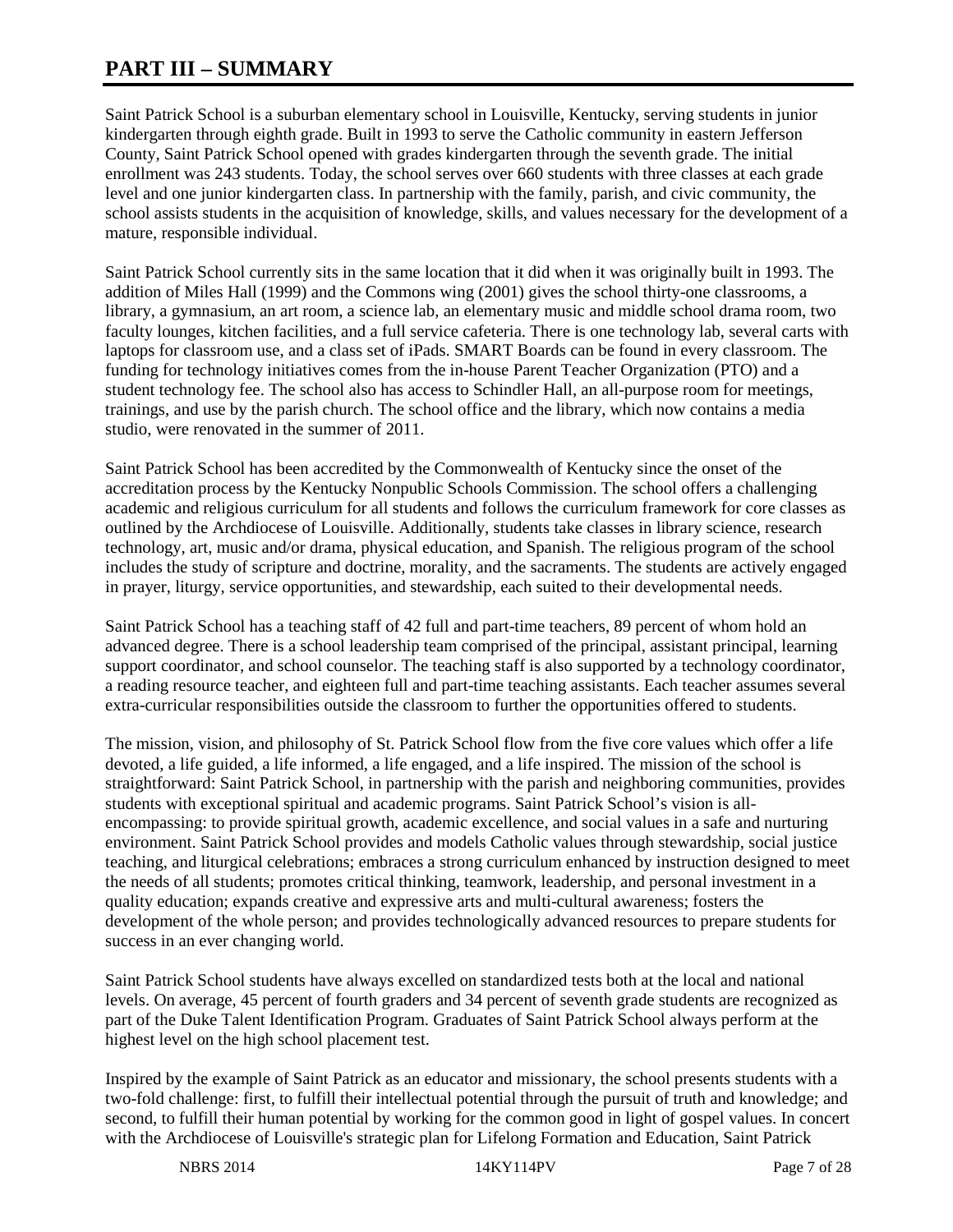# PART III – SUMMARY

Saint Patrick School is a suburban elementary school in Louisville, Kentucky, serving students in junior kindergarten through eighth grade. Built in 1993 to serve the Catholic community in eastern Jefferson County, Saint Patrick School opened with grades kindergarten through the seventh grade. The initial enrollment was 243 students. Today, the school serves over 660 students with three classes at each grade level and one junior kindergarten class. In partnership with the family, parish, and civic community, the school assists students in the acquisition of knowledge, skills, and values necessary for the development of a mature, responsible individual.

Saint Patrick School currently sits in the same location that it did when it was originally built in 1993. The addition of Miles Hall (1999) and the Commons wing (2001) gives the school thirty-one classrooms, a library, a gymnasium, an art room, a science lab, an elementary music and middle school drama room, two faculty lounges, kitchen facilities, and a full service cafeteria. There is one technology lab, several carts with laptops for classroom use, and a class set of iPads. SMART Boards can be found in every classroom. The funding for technology initiatives comes from the in-house Parent Teacher Organization (PTO) and a student technology fee. The school also has access to Schindler Hall, an all-purpose room for meetings, trainings, and use by the parish church. The school office and the library, which now contains a media studio, were renovated in the summer of 2011.

Saint Patrick School has been accredited by the Commonwealth of Kentucky since the onset of the accreditation process by the Kentucky Nonpublic Schools Commission. The school offers a challenging academic and religious curriculum for all students and follows the curriculum framework for core classes as outlined by the Archdiocese of Louisville. Additionally, students take classes in library science, research technology, art, music and/or drama, physical education, and Spanish. The religious program of the school includes the study of scripture and doctrine, morality, and the sacraments. The students are actively engaged in prayer, liturgy, service opportunities, and stewardship, each suited to their developmental needs.

Saint Patrick School has a teaching staff of 42 full and part-time teachers, 89 percent of whom hold an advanced degree. There is a school leadership team comprised of the principal, assistant principal, learning support coordinator, and school counselor. The teaching staff is also supported by a technology coordinator, a reading resource teacher, and eighteen full and part-time teaching assistants. Each teacher assumes several extra-curricular responsibilities outside the classroom to further the opportunities offered to students.

The mission, vision, and philosophy of St. Patrick School flow from the five core values which offer a life devoted, a life guided, a life informed, a life engaged, and a life inspired. The mission of the school is straightforward: Saint Patrick School, in partnership with the parish and neighboring communities, provides students with exceptional spiritual and academic programs. Saint Patrick School's vision is all-encompassing: to provide spiritual growth, academic excellence, and social values in a safe and nurturing environment. Saint Patrick School provides and models Catholic values through stewardship, social justice teaching, and liturgical celebrations; embraces a strong curriculum enhanced by instruction designed to meet the needs of all students; promotes critical thinking, teamwork, leadership, and personal investment in a quality education; expands creative and expressive arts and multi-cultural awareness; fosters the development of the whole person; and provides technologically advanced resources to prepare students for success in an ever changing world.

Saint Patrick School students have always excelled on standardized tests both at the local and national levels. On average, 45 percent of fourth graders and 34 percent of seventh grade students are recognized as part of the Duke Talent Identification Program. Graduates of Saint Patrick School always perform at the highest level on the high school placement test.

Inspired by the example of Saint Patrick as an educator and missionary, the school presents students with a two-fold challenge: first, to fulfill their intellectual potential through the pursuit of truth and knowledge; and second, to fulfill their human potential by working for the common good in light of gospel values. In concert with the Archdiocese of Louisville's strategic plan for Lifelong Formation and Education, Saint Patrick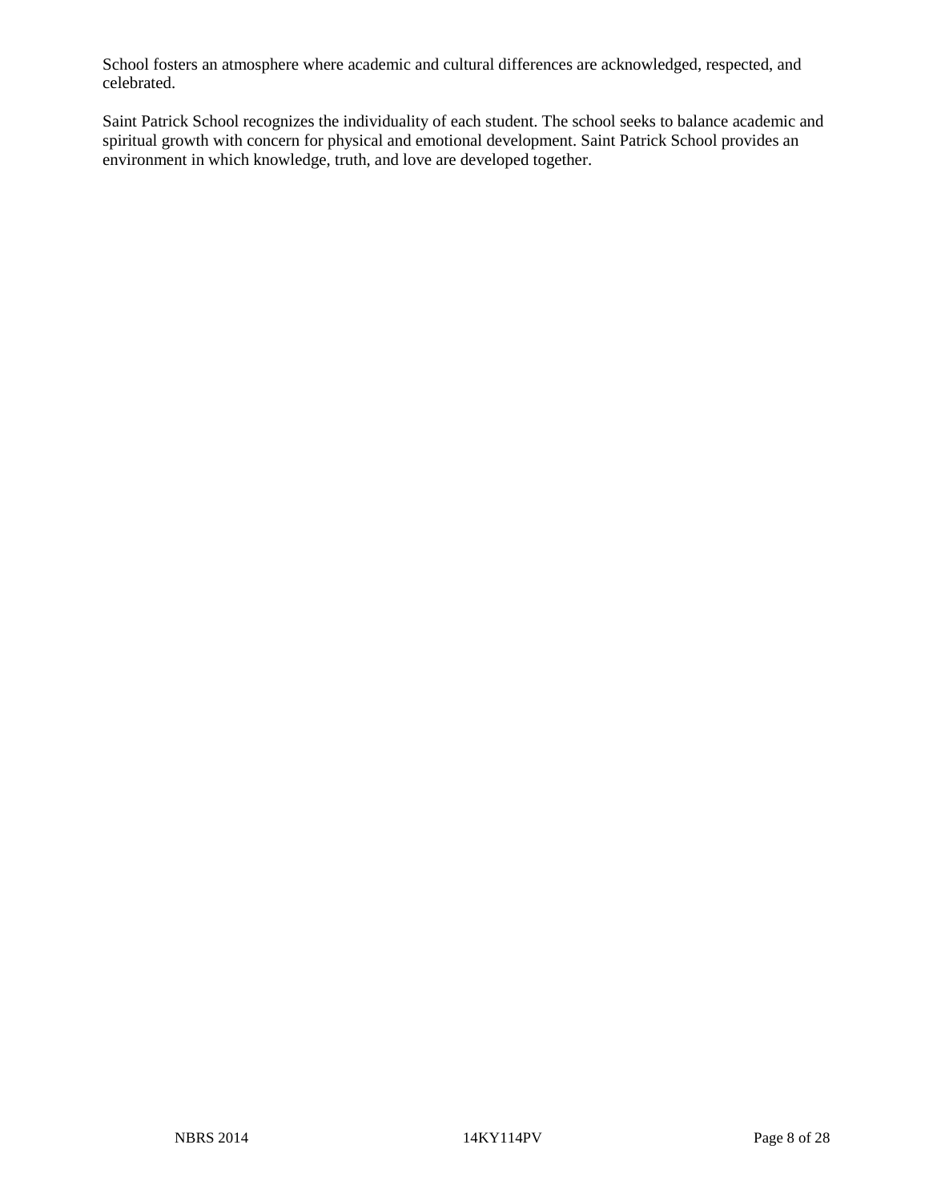School fosters an atmosphere where academic and cultural differences are acknowledged, respected, and celebrated.

Saint Patrick School recognizes the individuality of each student. The school seeks to balance academic and spiritual growth with concern for physical and emotional development. Saint Patrick School provides an environment in which knowledge, truth, and love are developed together.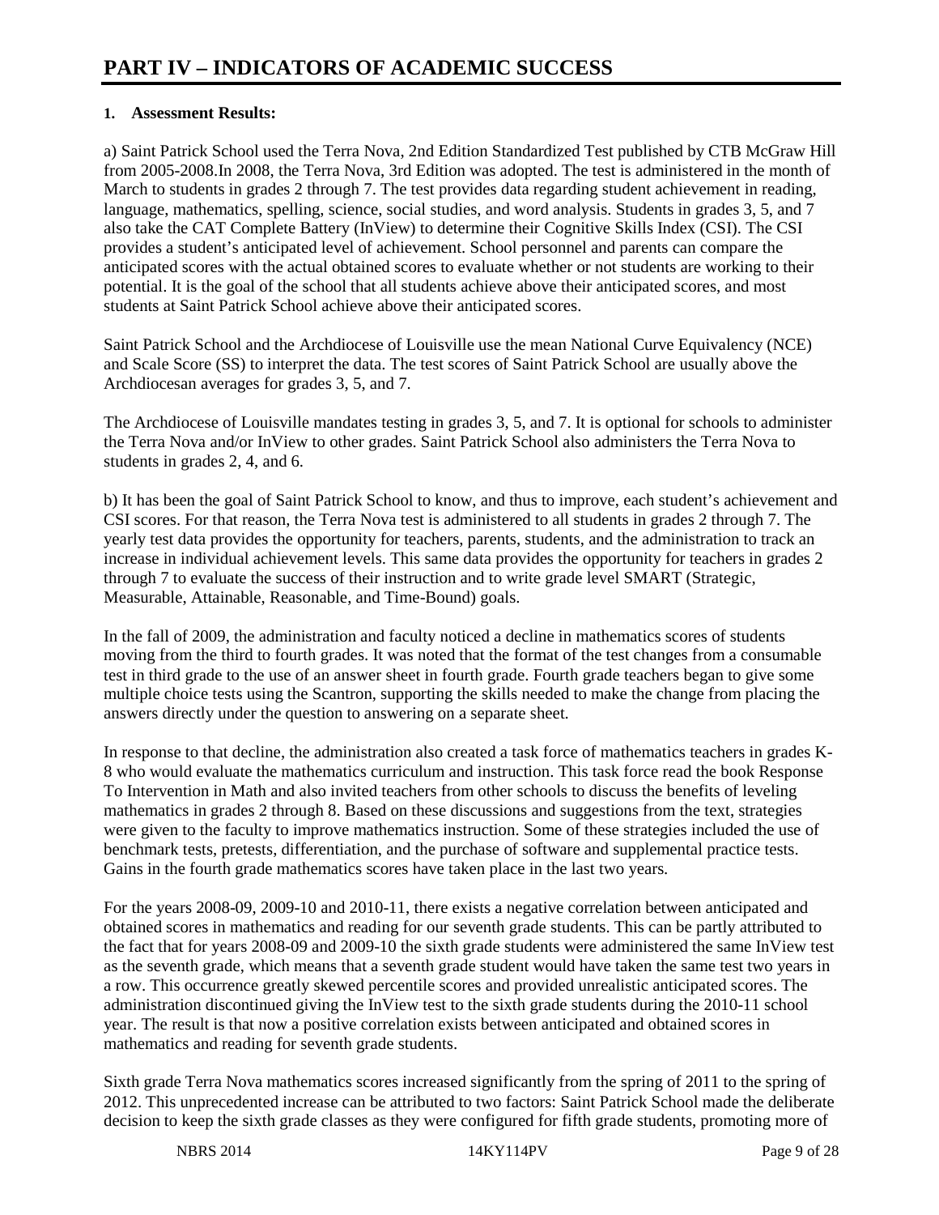# PART IV – INDICATORS OF ACADEMIC SUCCESS

**1. Assessment Results:**

a) Saint Patrick School used the Terra Nova, 2nd Edition Standardized Test published by CTB McGraw Hill from 2005-2008.In 2008, the Terra Nova, 3rd Edition was adopted. The test is administered in the month of March to students in grades 2 through 7. The test provides data regarding student achievement in reading, language, mathematics, spelling, science, social studies, and word analysis. Students in grades 3, 5, and 7 also take the CAT Complete Battery (InView) to determine their Cognitive Skills Index (CSI). The CSI provides a student's anticipated level of achievement. School personnel and parents can compare the anticipated scores with the actual obtained scores to evaluate whether or not students are working to their potential. It is the goal of the school that all students achieve above their anticipated scores, and most students at Saint Patrick School achieve above their anticipated scores.

Saint Patrick School and the Archdiocese of Louisville use the mean National Curve Equivalency (NCE) and Scale Score (SS) to interpret the data. The test scores of Saint Patrick School are usually above the Archdiocesan averages for grades 3, 5, and 7.

The Archdiocese of Louisville mandates testing in grades 3, 5, and 7. It is optional for schools to administer the Terra Nova and/or InView to other grades. Saint Patrick School also administers the Terra Nova to students in grades 2, 4, and 6.

b) It has been the goal of Saint Patrick School to know, and thus to improve, each student's achievement and CSI scores. For that reason, the Terra Nova test is administered to all students in grades 2 through 7. The yearly test data provides the opportunity for teachers, parents, students, and the administration to track an increase in individual achievement levels. This same data provides the opportunity for teachers in grades 2 through 7 to evaluate the success of their instruction and to write grade level SMART (Strategic, Measurable, Attainable, Reasonable, and Time-Bound) goals.

In the fall of 2009, the administration and faculty noticed a decline in mathematics scores of students moving from the third to fourth grades. It was noted that the format of the test changes from a consumable test in third grade to the use of an answer sheet in fourth grade. Fourth grade teachers began to give some multiple choice tests using the Scantron, supporting the skills needed to make the change from placing the answers directly under the question to answering on a separate sheet.

In response to that decline, the administration also created a task force of mathematics teachers in grades K-8 who would evaluate the mathematics curriculum and instruction. This task force read the book Response To Intervention in Math and also invited teachers from other schools to discuss the benefits of leveling mathematics in grades 2 through 8. Based on these discussions and suggestions from the text, strategies were given to the faculty to improve mathematics instruction. Some of these strategies included the use of benchmark tests, pretests, differentiation, and the purchase of software and supplemental practice tests. Gains in the fourth grade mathematics scores have taken place in the last two years.

For the years 2008-09, 2009-10 and 2010-11, there exists a negative correlation between anticipated and obtained scores in mathematics and reading for our seventh grade students. This can be partly attributed to the fact that for years 2008-09 and 2009-10 the sixth grade students were administered the same InView test as the seventh grade, which means that a seventh grade student would have taken the same test two years in a row. This occurrence greatly skewed percentile scores and provided unrealistic anticipated scores. The administration discontinued giving the InView test to the sixth grade students during the 2010-11 school year. The result is that now a positive correlation exists between anticipated and obtained scores in mathematics and reading for seventh grade students.

Sixth grade Terra Nova mathematics scores increased significantly from the spring of 2011 to the spring of 2012. This unprecedented increase can be attributed to two factors: Saint Patrick School made the deliberate decision to keep the sixth grade classes as they were configured for fifth grade students, promoting more of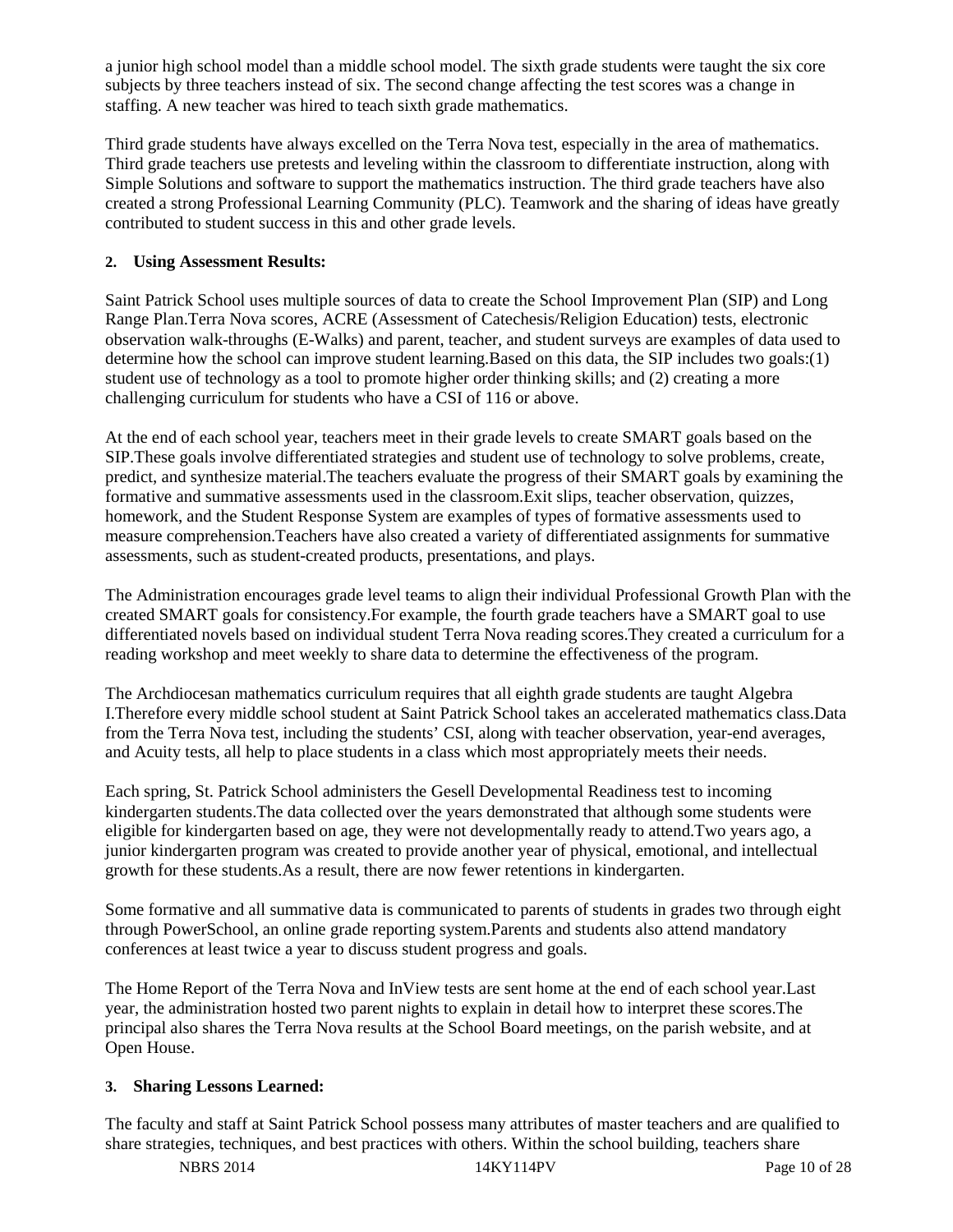a junior high school model than a middle school model. The sixth grade students were taught the six core subjects by three teachers instead of six. The second change affecting the test scores was a change in staffing. A new teacher was hired to teach sixth grade mathematics.

Third grade students have always excelled on the Terra Nova test, especially in the area of mathematics. Third grade teachers use pretests and leveling within the classroom to differentiate instruction, along with Simple Solutions and software to support the mathematics instruction. The third grade teachers have also created a strong Professional Learning Community (PLC). Teamwork and the sharing of ideas have greatly contributed to student success in this and other grade levels.

**2. Using Assessment Results:**

Saint Patrick School uses multiple sources of data to create the School Improvement Plan (SIP) and Long Range Plan.Terra Nova scores, ACRE (Assessment of Catechesis/Religion Education) tests, electronic observation walk-throughs (E-Walks) and parent, teacher, and student surveys are examples of data used to determine how the school can improve student learning.Based on this data, the SIP includes two goals:(1) student use of technology as a tool to promote higher order thinking skills; and (2) creating a more challenging curriculum for students who have a CSI of 116 or above.

At the end of each school year, teachers meet in their grade levels to create SMART goals based on the SIP.These goals involve differentiated strategies and student use of technology to solve problems, create, predict, and synthesize material.The teachers evaluate the progress of their SMART goals by examining the formative and summative assessments used in the classroom.Exit slips, teacher observation, quizzes, homework, and the Student Response System are examples of types of formative assessments used to measure comprehension.Teachers have also created a variety of differentiated assignments for summative assessments, such as student-created products, presentations, and plays.

The Administration encourages grade level teams to align their individual Professional Growth Plan with the created SMART goals for consistency.For example, the fourth grade teachers have a SMART goal to use differentiated novels based on individual student Terra Nova reading scores.They created a curriculum for a reading workshop and meet weekly to share data to determine the effectiveness of the program.

The Archdiocesan mathematics curriculum requires that all eighth grade students are taught Algebra I.Therefore every middle school student at Saint Patrick School takes an accelerated mathematics class.Data from the Terra Nova test, including the students' CSI, along with teacher observation, year-end averages, and Acuity tests, all help to place students in a class which most appropriately meets their needs.

Each spring, St. Patrick School administers the Gesell Developmental Readiness test to incoming kindergarten students.The data collected over the years demonstrated that although some students were eligible for kindergarten based on age, they were not developmentally ready to attend.Two years ago, a junior kindergarten program was created to provide another year of physical, emotional, and intellectual growth for these students.As a result, there are now fewer retentions in kindergarten.

Some formative and all summative data is communicated to parents of students in grades two through eight through PowerSchool, an online grade reporting system.Parents and students also attend mandatory conferences at least twice a year to discuss student progress and goals.

The Home Report of the Terra Nova and InView tests are sent home at the end of each school year.Last year, the administration hosted two parent nights to explain in detail how to interpret these scores.The principal also shares the Terra Nova results at the School Board meetings, on the parish website, and at Open House.

**3. Sharing Lessons Learned:**

The faculty and staff at Saint Patrick School possess many attributes of master teachers and are qualified to share strategies, techniques, and best practices with others. Within the school building, teachers share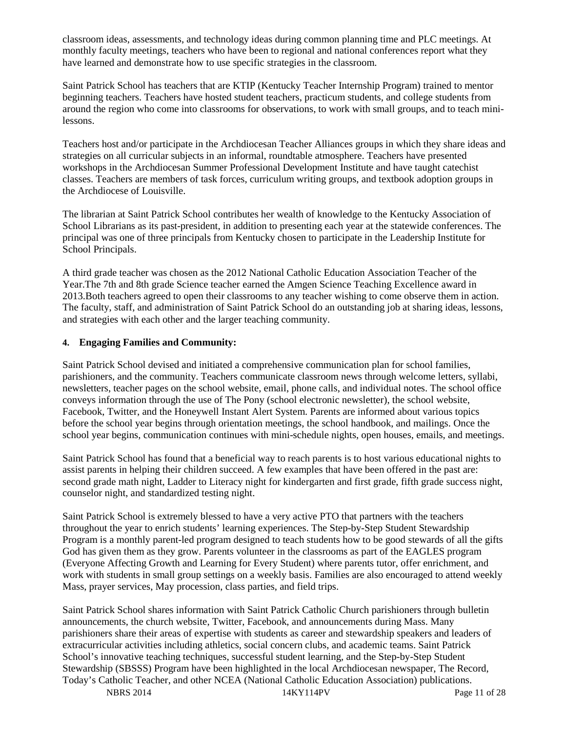classroom ideas, assessments, and technology ideas during common planning time and PLC meetings. At monthly faculty meetings, teachers who have been to regional and national conferences report what they have learned and demonstrate how to use specific strategies in the classroom.

Saint Patrick School has teachers that are KTIP (Kentucky Teacher Internship Program) trained to mentor beginning teachers. Teachers have hosted student teachers, practicum students, and college students from around the region who come into classrooms for observations, to work with small groups, and to teach mini-lessons.

Teachers host and/or participate in the Archdiocesan Teacher Alliances groups in which they share ideas and strategies on all curricular subjects in an informal, roundtable atmosphere. Teachers have presented workshops in the Archdiocesan Summer Professional Development Institute and have taught catechist classes. Teachers are members of task forces, curriculum writing groups, and textbook adoption groups in the Archdiocese of Louisville.

The librarian at Saint Patrick School contributes her wealth of knowledge to the Kentucky Association of School Librarians as its past-president, in addition to presenting each year at the statewide conferences. The principal was one of three principals from Kentucky chosen to participate in the Leadership Institute for School Principals.

A third grade teacher was chosen as the 2012 National Catholic Education Association Teacher of the Year.The 7th and 8th grade Science teacher earned the Amgen Science Teaching Excellence award in 2013.Both teachers agreed to open their classrooms to any teacher wishing to come observe them in action. The faculty, staff, and administration of Saint Patrick School do an outstanding job at sharing ideas, lessons, and strategies with each other and the larger teaching community.

**4. Engaging Families and Community:**

Saint Patrick School devised and initiated a comprehensive communication plan for school families, parishioners, and the community. Teachers communicate classroom news through welcome letters, syllabi, newsletters, teacher pages on the school website, email, phone calls, and individual notes. The school office conveys information through the use of The Pony (school electronic newsletter), the school website, Facebook, Twitter, and the Honeywell Instant Alert System. Parents are informed about various topics before the school year begins through orientation meetings, the school handbook, and mailings. Once the school year begins, communication continues with mini-schedule nights, open houses, emails, and meetings.

Saint Patrick School has found that a beneficial way to reach parents is to host various educational nights to assist parents in helping their children succeed. A few examples that have been offered in the past are: second grade math night, Ladder to Literacy night for kindergarten and first grade, fifth grade success night, counselor night, and standardized testing night.

Saint Patrick School is extremely blessed to have a very active PTO that partners with the teachers throughout the year to enrich students' learning experiences. The Step-by-Step Student Stewardship Program is a monthly parent-led program designed to teach students how to be good stewards of all the gifts God has given them as they grow. Parents volunteer in the classrooms as part of the EAGLES program (Everyone Affecting Growth and Learning for Every Student) where parents tutor, offer enrichment, and work with students in small group settings on a weekly basis. Families are also encouraged to attend weekly Mass, prayer services, May procession, class parties, and field trips.

Saint Patrick School shares information with Saint Patrick Catholic Church parishioners through bulletin announcements, the church website, Twitter, Facebook, and announcements during Mass. Many parishioners share their areas of expertise with students as career and stewardship speakers and leaders of extracurricular activities including athletics, social concern clubs, and academic teams. Saint Patrick School's innovative teaching techniques, successful student learning, and the Step-by-Step Student Stewardship (SBSSS) Program have been highlighted in the local Archdiocesan newspaper, The Record, Today's Catholic Teacher, and other NCEA (National Catholic Education Association) publications.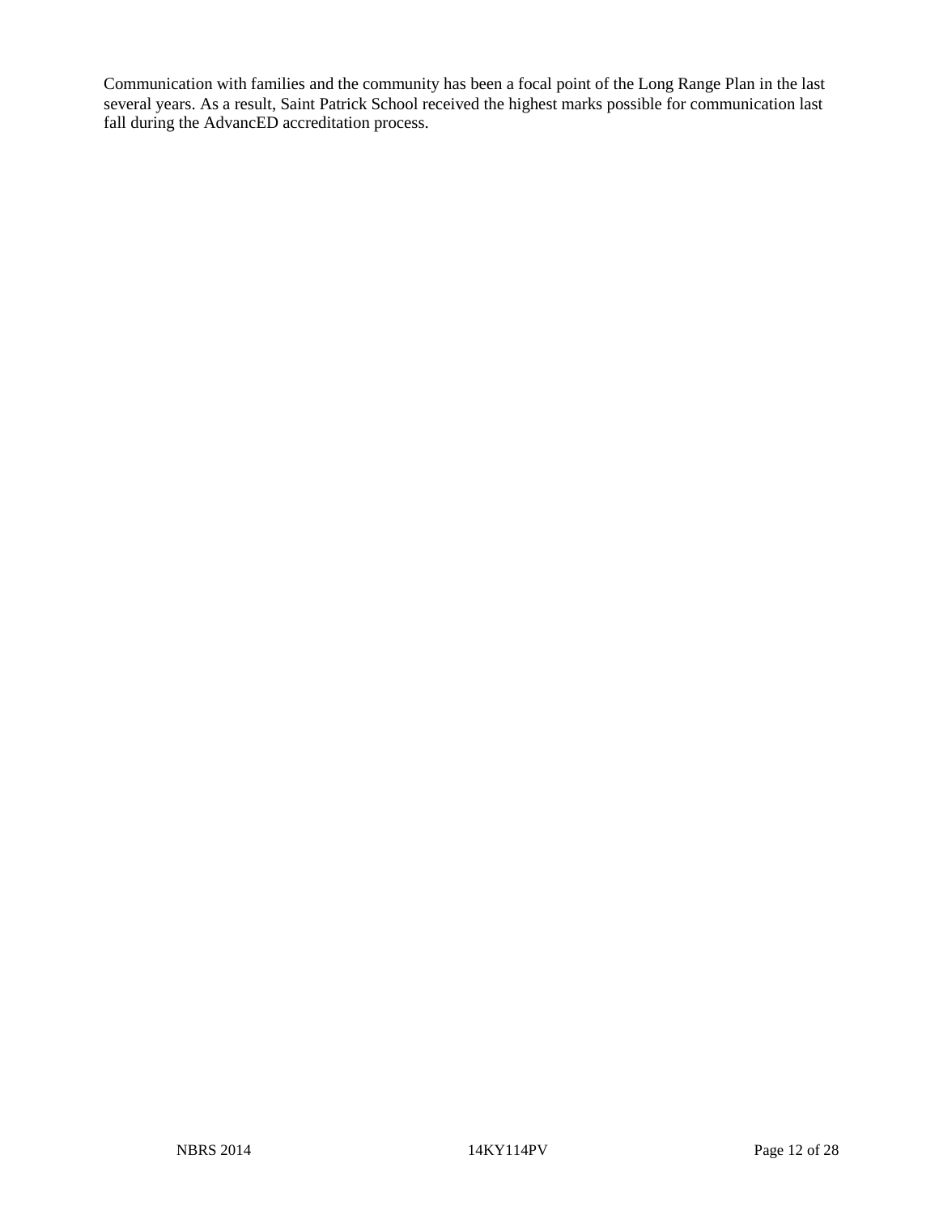Communication with families and the community has been a focal point of the Long Range Plan in the last several years. As a result, Saint Patrick School received the highest marks possible for communication last fall during the AdvancED accreditation process.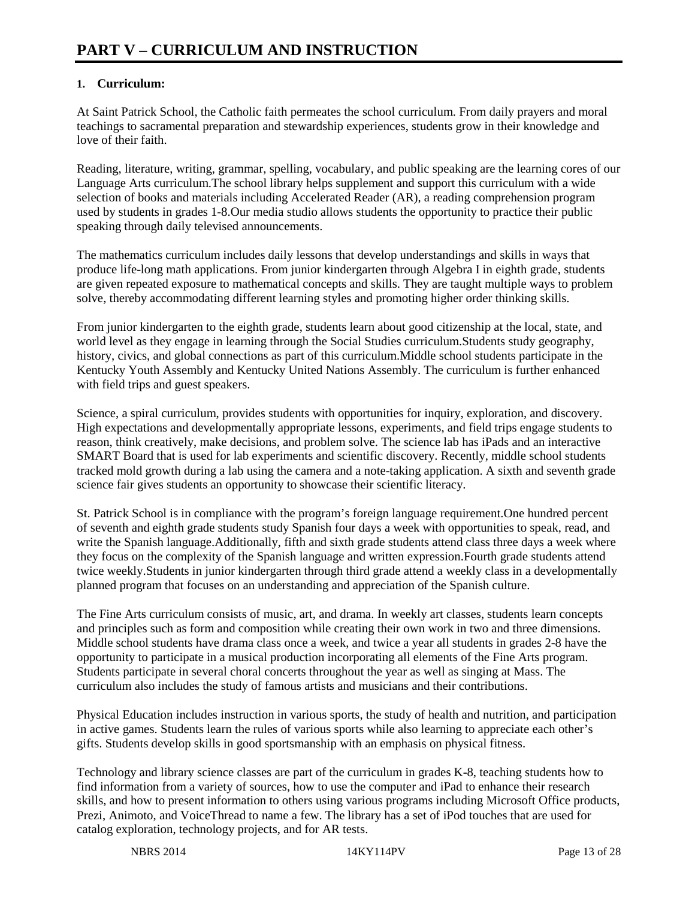# PART V – CURRICULUM AND INSTRUCTION

**1. Curriculum:**

At Saint Patrick School, the Catholic faith permeates the school curriculum. From daily prayers and moral teachings to sacramental preparation and stewardship experiences, students grow in their knowledge and love of their faith.

Reading, literature, writing, grammar, spelling, vocabulary, and public speaking are the learning cores of our Language Arts curriculum.The school library helps supplement and support this curriculum with a wide selection of books and materials including Accelerated Reader (AR), a reading comprehension program used by students in grades 1-8.Our media studio allows students the opportunity to practice their public speaking through daily televised announcements.

The mathematics curriculum includes daily lessons that develop understandings and skills in ways that produce life-long math applications. From junior kindergarten through Algebra I in eighth grade, students are given repeated exposure to mathematical concepts and skills. They are taught multiple ways to problem solve, thereby accommodating different learning styles and promoting higher order thinking skills.

From junior kindergarten to the eighth grade, students learn about good citizenship at the local, state, and world level as they engage in learning through the Social Studies curriculum.Students study geography, history, civics, and global connections as part of this curriculum.Middle school students participate in the Kentucky Youth Assembly and Kentucky United Nations Assembly. The curriculum is further enhanced with field trips and guest speakers.

Science, a spiral curriculum, provides students with opportunities for inquiry, exploration, and discovery. High expectations and developmentally appropriate lessons, experiments, and field trips engage students to reason, think creatively, make decisions, and problem solve. The science lab has iPads and an interactive SMART Board that is used for lab experiments and scientific discovery. Recently, middle school students tracked mold growth during a lab using the camera and a note-taking application. A sixth and seventh grade science fair gives students an opportunity to showcase their scientific literacy.

St. Patrick School is in compliance with the program's foreign language requirement.One hundred percent of seventh and eighth grade students study Spanish four days a week with opportunities to speak, read, and write the Spanish language.Additionally, fifth and sixth grade students attend class three days a week where they focus on the complexity of the Spanish language and written expression.Fourth grade students attend twice weekly.Students in junior kindergarten through third grade attend a weekly class in a developmentally planned program that focuses on an understanding and appreciation of the Spanish culture.

The Fine Arts curriculum consists of music, art, and drama. In weekly art classes, students learn concepts and principles such as form and composition while creating their own work in two and three dimensions. Middle school students have drama class once a week, and twice a year all students in grades 2-8 have the opportunity to participate in a musical production incorporating all elements of the Fine Arts program. Students participate in several choral concerts throughout the year as well as singing at Mass. The curriculum also includes the study of famous artists and musicians and their contributions.

Physical Education includes instruction in various sports, the study of health and nutrition, and participation in active games. Students learn the rules of various sports while also learning to appreciate each other's gifts. Students develop skills in good sportsmanship with an emphasis on physical fitness.

Technology and library science classes are part of the curriculum in grades K-8, teaching students how to find information from a variety of sources, how to use the computer and iPad to enhance their research skills, and how to present information to others using various programs including Microsoft Office products, Prezi, Animoto, and VoiceThread to name a few. The library has a set of iPod touches that are used for catalog exploration, technology projects, and for AR tests.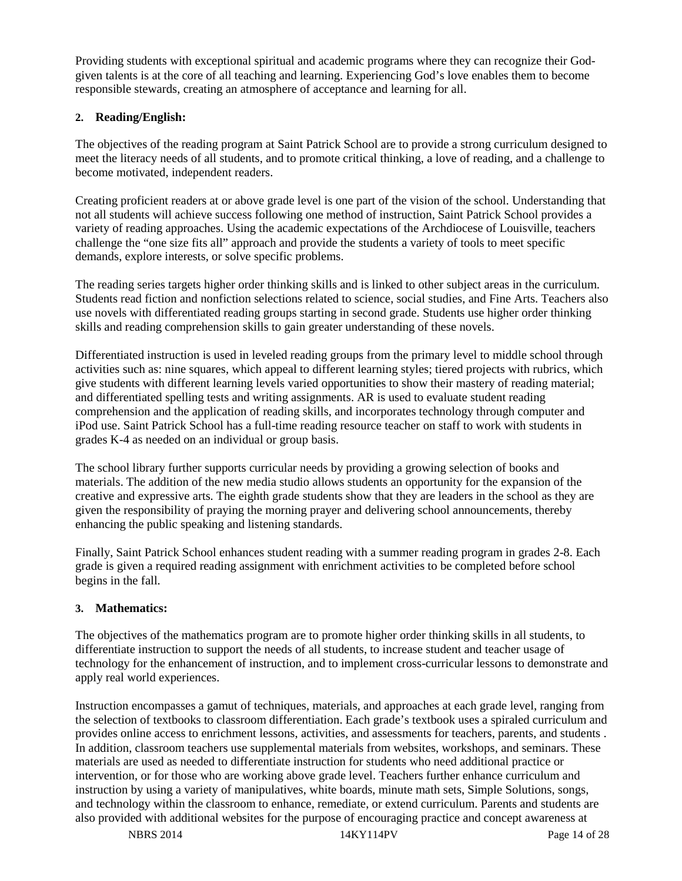Providing students with exceptional spiritual and academic programs where they can recognize their God-given talents is at the core of all teaching and learning. Experiencing God's love enables them to become responsible stewards, creating an atmosphere of acceptance and learning for all.

**2. Reading/English:**

The objectives of the reading program at Saint Patrick School are to provide a strong curriculum designed to meet the literacy needs of all students, and to promote critical thinking, a love of reading, and a challenge to become motivated, independent readers.

Creating proficient readers at or above grade level is one part of the vision of the school. Understanding that not all students will achieve success following one method of instruction, Saint Patrick School provides a variety of reading approaches. Using the academic expectations of the Archdiocese of Louisville, teachers challenge the "one size fits all" approach and provide the students a variety of tools to meet specific demands, explore interests, or solve specific problems.

The reading series targets higher order thinking skills and is linked to other subject areas in the curriculum. Students read fiction and nonfiction selections related to science, social studies, and Fine Arts. Teachers also use novels with differentiated reading groups starting in second grade. Students use higher order thinking skills and reading comprehension skills to gain greater understanding of these novels.

Differentiated instruction is used in leveled reading groups from the primary level to middle school through activities such as: nine squares, which appeal to different learning styles; tiered projects with rubrics, which give students with different learning levels varied opportunities to show their mastery of reading material; and differentiated spelling tests and writing assignments. AR is used to evaluate student reading comprehension and the application of reading skills, and incorporates technology through computer and iPod use. Saint Patrick School has a full-time reading resource teacher on staff to work with students in grades K-4 as needed on an individual or group basis.

The school library further supports curricular needs by providing a growing selection of books and materials. The addition of the new media studio allows students an opportunity for the expansion of the creative and expressive arts. The eighth grade students show that they are leaders in the school as they are given the responsibility of praying the morning prayer and delivering school announcements, thereby enhancing the public speaking and listening standards.

Finally, Saint Patrick School enhances student reading with a summer reading program in grades 2-8. Each grade is given a required reading assignment with enrichment activities to be completed before school begins in the fall.

**3. Mathematics:**

The objectives of the mathematics program are to promote higher order thinking skills in all students, to differentiate instruction to support the needs of all students, to increase student and teacher usage of technology for the enhancement of instruction, and to implement cross-curricular lessons to demonstrate and apply real world experiences.

Instruction encompasses a gamut of techniques, materials, and approaches at each grade level, ranging from the selection of textbooks to classroom differentiation. Each grade's textbook uses a spiraled curriculum and provides online access to enrichment lessons, activities, and assessments for teachers, parents, and students . In addition, classroom teachers use supplemental materials from websites, workshops, and seminars. These materials are used as needed to differentiate instruction for students who need additional practice or intervention, or for those who are working above grade level. Teachers further enhance curriculum and instruction by using a variety of manipulatives, white boards, minute math sets, Simple Solutions, songs, and technology within the classroom to enhance, remediate, or extend curriculum. Parents and students are also provided with additional websites for the purpose of encouraging practice and concept awareness at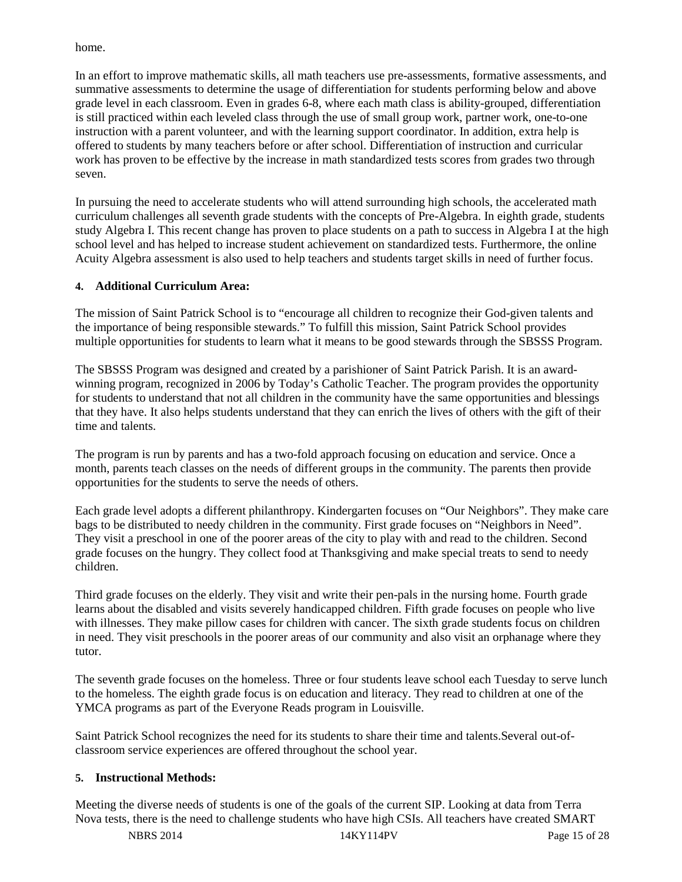home.

In an effort to improve mathematic skills, all math teachers use pre-assessments, formative assessments, and summative assessments to determine the usage of differentiation for students performing below and above grade level in each classroom. Even in grades 6-8, where each math class is ability-grouped, differentiation is still practiced within each leveled class through the use of small group work, partner work, one-to-one instruction with a parent volunteer, and with the learning support coordinator. In addition, extra help is offered to students by many teachers before or after school. Differentiation of instruction and curricular work has proven to be effective by the increase in math standardized tests scores from grades two through seven.

In pursuing the need to accelerate students who will attend surrounding high schools, the accelerated math curriculum challenges all seventh grade students with the concepts of Pre-Algebra. In eighth grade, students study Algebra I. This recent change has proven to place students on a path to success in Algebra I at the high school level and has helped to increase student achievement on standardized tests. Furthermore, the online Acuity Algebra assessment is also used to help teachers and students target skills in need of further focus.

**4. Additional Curriculum Area:**

The mission of Saint Patrick School is to “encourage all children to recognize their God-given talents and the importance of being responsible stewards.” To fulfill this mission, Saint Patrick School provides multiple opportunities for students to learn what it means to be good stewards through the SBSSS Program.

The SBSSS Program was designed and created by a parishioner of Saint Patrick Parish. It is an award-winning program, recognized in 2006 by Today’s Catholic Teacher. The program provides the opportunity for students to understand that not all children in the community have the same opportunities and blessings that they have. It also helps students understand that they can enrich the lives of others with the gift of their time and talents.

The program is run by parents and has a two-fold approach focusing on education and service. Once a month, parents teach classes on the needs of different groups in the community. The parents then provide opportunities for the students to serve the needs of others.

Each grade level adopts a different philanthropy. Kindergarten focuses on “Our Neighbors”. They make care bags to be distributed to needy children in the community. First grade focuses on “Neighbors in Need”. They visit a preschool in one of the poorer areas of the city to play with and read to the children. Second grade focuses on the hungry. They collect food at Thanksgiving and make special treats to send to needy children.

Third grade focuses on the elderly. They visit and write their pen-pals in the nursing home. Fourth grade learns about the disabled and visits severely handicapped children. Fifth grade focuses on people who live with illnesses. They make pillow cases for children with cancer. The sixth grade students focus on children in need. They visit preschools in the poorer areas of our community and also visit an orphanage where they tutor.

The seventh grade focuses on the homeless. Three or four students leave school each Tuesday to serve lunch to the homeless. The eighth grade focus is on education and literacy. They read to children at one of the YMCA programs as part of the Everyone Reads program in Louisville.

Saint Patrick School recognizes the need for its students to share their time and talents.Several out-of-classroom service experiences are offered throughout the school year.

**5. Instructional Methods:**

Meeting the diverse needs of students is one of the goals of the current SIP. Looking at data from Terra Nova tests, there is the need to challenge students who have high CSIs. All teachers have created SMART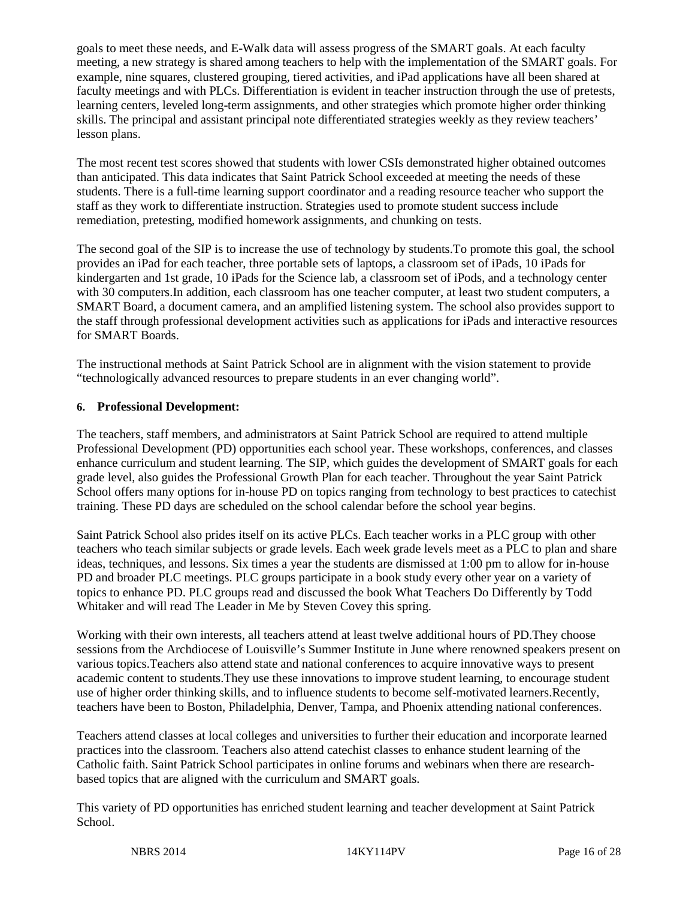goals to meet these needs, and E-Walk data will assess progress of the SMART goals. At each faculty meeting, a new strategy is shared among teachers to help with the implementation of the SMART goals. For example, nine squares, clustered grouping, tiered activities, and iPad applications have all been shared at faculty meetings and with PLCs. Differentiation is evident in teacher instruction through the use of pretests, learning centers, leveled long-term assignments, and other strategies which promote higher order thinking skills. The principal and assistant principal note differentiated strategies weekly as they review teachers' lesson plans.

The most recent test scores showed that students with lower CSIs demonstrated higher obtained outcomes than anticipated. This data indicates that Saint Patrick School exceeded at meeting the needs of these students. There is a full-time learning support coordinator and a reading resource teacher who support the staff as they work to differentiate instruction. Strategies used to promote student success include remediation, pretesting, modified homework assignments, and chunking on tests.

The second goal of the SIP is to increase the use of technology by students.To promote this goal, the school provides an iPad for each teacher, three portable sets of laptops, a classroom set of iPads, 10 iPads for kindergarten and 1st grade, 10 iPads for the Science lab, a classroom set of iPods, and a technology center with 30 computers.In addition, each classroom has one teacher computer, at least two student computers, a SMART Board, a document camera, and an amplified listening system. The school also provides support to the staff through professional development activities such as applications for iPads and interactive resources for SMART Boards.

The instructional methods at Saint Patrick School are in alignment with the vision statement to provide "technologically advanced resources to prepare students in an ever changing world".

**6. Professional Development:**

The teachers, staff members, and administrators at Saint Patrick School are required to attend multiple Professional Development (PD) opportunities each school year. These workshops, conferences, and classes enhance curriculum and student learning. The SIP, which guides the development of SMART goals for each grade level, also guides the Professional Growth Plan for each teacher. Throughout the year Saint Patrick School offers many options for in-house PD on topics ranging from technology to best practices to catechist training. These PD days are scheduled on the school calendar before the school year begins.

Saint Patrick School also prides itself on its active PLCs. Each teacher works in a PLC group with other teachers who teach similar subjects or grade levels. Each week grade levels meet as a PLC to plan and share ideas, techniques, and lessons. Six times a year the students are dismissed at 1:00 pm to allow for in-house PD and broader PLC meetings. PLC groups participate in a book study every other year on a variety of topics to enhance PD. PLC groups read and discussed the book What Teachers Do Differently by Todd Whitaker and will read The Leader in Me by Steven Covey this spring.

Working with their own interests, all teachers attend at least twelve additional hours of PD.They choose sessions from the Archdiocese of Louisville's Summer Institute in June where renowned speakers present on various topics.Teachers also attend state and national conferences to acquire innovative ways to present academic content to students.They use these innovations to improve student learning, to encourage student use of higher order thinking skills, and to influence students to become self-motivated learners.Recently, teachers have been to Boston, Philadelphia, Denver, Tampa, and Phoenix attending national conferences.

Teachers attend classes at local colleges and universities to further their education and incorporate learned practices into the classroom. Teachers also attend catechist classes to enhance student learning of the Catholic faith. Saint Patrick School participates in online forums and webinars when there are research-based topics that are aligned with the curriculum and SMART goals.

This variety of PD opportunities has enriched student learning and teacher development at Saint Patrick School.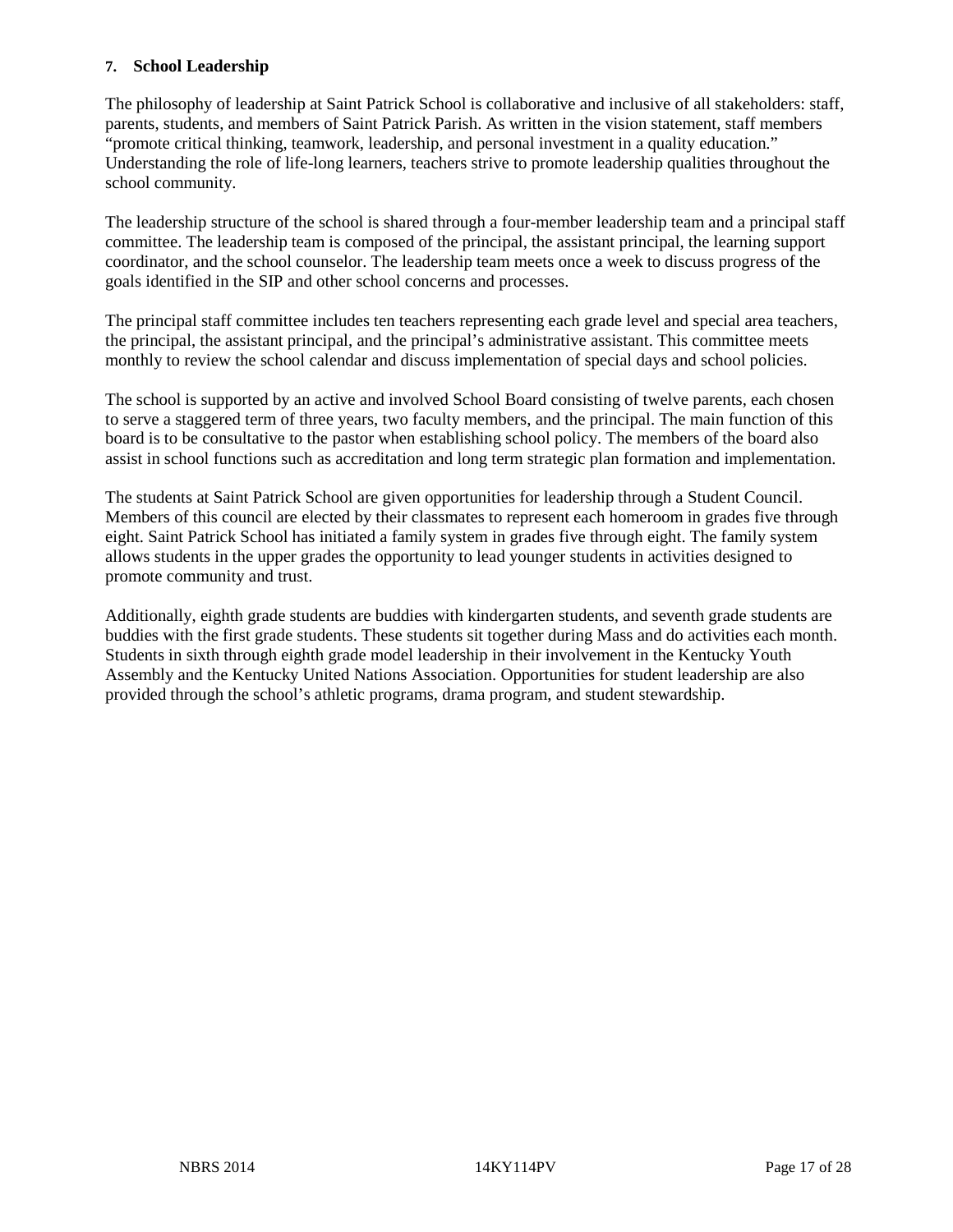**7. School Leadership**

The philosophy of leadership at Saint Patrick School is collaborative and inclusive of all stakeholders: staff, parents, students, and members of Saint Patrick Parish. As written in the vision statement, staff members "promote critical thinking, teamwork, leadership, and personal investment in a quality education." Understanding the role of life-long learners, teachers strive to promote leadership qualities throughout the school community.

The leadership structure of the school is shared through a four-member leadership team and a principal staff committee. The leadership team is composed of the principal, the assistant principal, the learning support coordinator, and the school counselor. The leadership team meets once a week to discuss progress of the goals identified in the SIP and other school concerns and processes.

The principal staff committee includes ten teachers representing each grade level and special area teachers, the principal, the assistant principal, and the principal's administrative assistant. This committee meets monthly to review the school calendar and discuss implementation of special days and school policies.

The school is supported by an active and involved School Board consisting of twelve parents, each chosen to serve a staggered term of three years, two faculty members, and the principal. The main function of this board is to be consultative to the pastor when establishing school policy. The members of the board also assist in school functions such as accreditation and long term strategic plan formation and implementation.

The students at Saint Patrick School are given opportunities for leadership through a Student Council. Members of this council are elected by their classmates to represent each homeroom in grades five through eight. Saint Patrick School has initiated a family system in grades five through eight. The family system allows students in the upper grades the opportunity to lead younger students in activities designed to promote community and trust.

Additionally, eighth grade students are buddies with kindergarten students, and seventh grade students are buddies with the first grade students. These students sit together during Mass and do activities each month. Students in sixth through eighth grade model leadership in their involvement in the Kentucky Youth Assembly and the Kentucky United Nations Association. Opportunities for student leadership are also provided through the school's athletic programs, drama program, and student stewardship.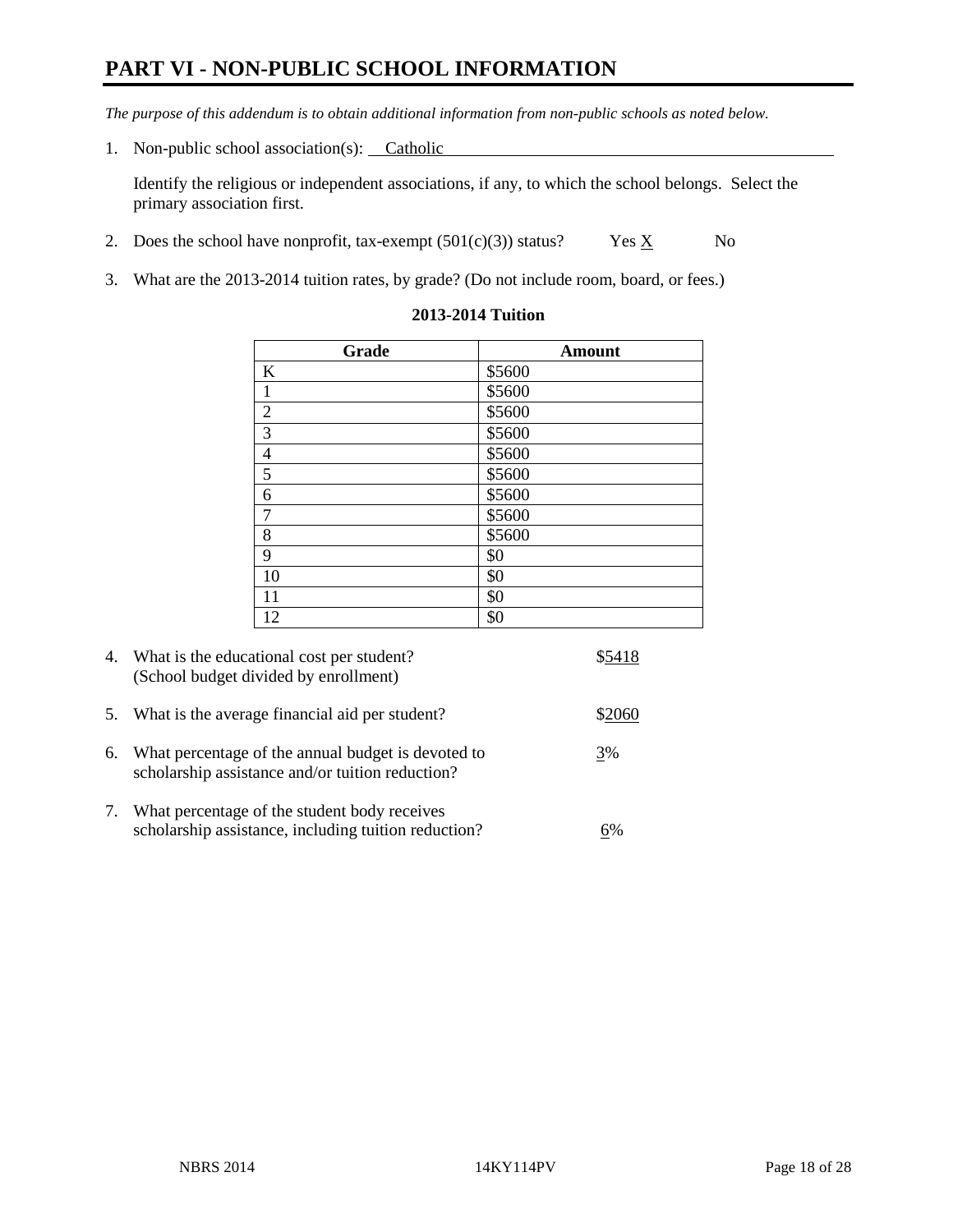# PART VI - NON-PUBLIC SCHOOL INFORMATION

*The purpose of this addendum is to obtain additional information from non-public schools as noted below.*

1. Non-public school association(s): Catholic

   Identify the religious or independent associations, if any, to which the school belongs. Select the primary association first.

2. Does the school have nonprofit, tax-exempt (501(c)(3)) status? Yes X No

3. What are the 2013-2014 tuition rates, by grade? (Do not include room, board, or fees.)

**2013-2014 Tuition**

| Grade | Amount |
|---|---|
| K | $5600 |
| 1 | $5600 |
| 2 | $5600 |
| 3 | $5600 |
| 4 | $5600 |
| 5 | $5600 |
| 6 | $5600 |
| 7 | $5600 |
| 8 | $5600 |
| 9 | $0 |
| 10 | $0 |
| 11 | $0 |
| 12 | $0 |

4. What is the educational cost per student? (School budget divided by enrollment) $5418

5. What is the average financial aid per student? $2060

6. What percentage of the annual budget is devoted to scholarship assistance and/or tuition reduction? 3%

7. What percentage of the student body receives scholarship assistance, including tuition reduction? 6%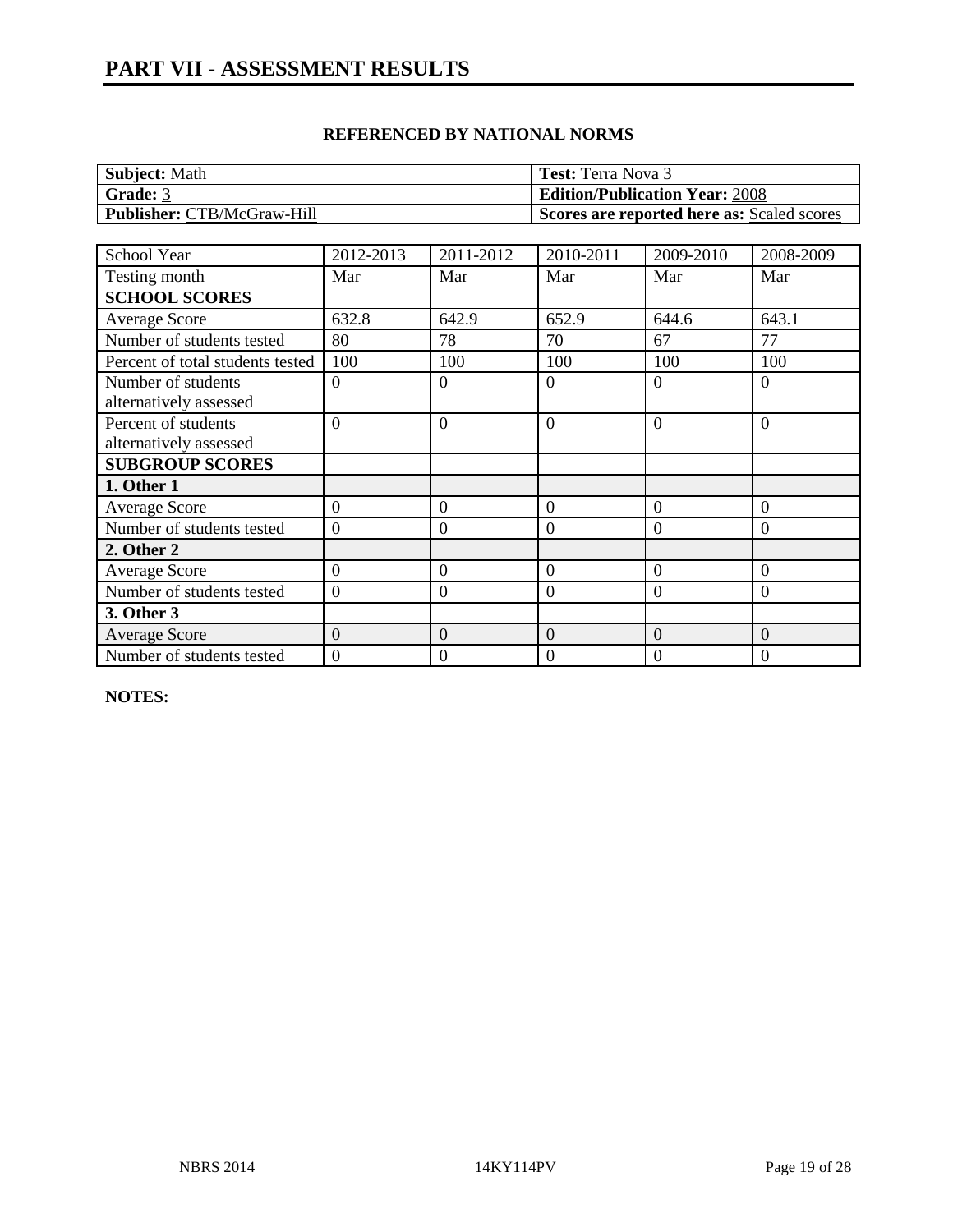# PART VII - ASSESSMENT RESULTS

**REFERENCED BY NATIONAL NORMS**

| | |
|---|---|
| **Subject:** Math | **Test:** Terra Nova 3 |
| **Grade:** 3 | **Edition/Publication Year:** 2008 |
| **Publisher:** CTB/McGraw-Hill | **Scores are reported here as:** Scaled scores |

| School Year | 2012-2013 | 2011-2012 | 2010-2011 | 2009-2010 | 2008-2009 |
|---|---|---|---|---|---|
| Testing month | Mar | Mar | Mar | Mar | Mar |
| **SCHOOL SCORES** | | | | | |
| Average Score | 632.8 | 642.9 | 652.9 | 644.6 | 643.1 |
| Number of students tested | 80 | 78 | 70 | 67 | 77 |
| Percent of total students tested | 100 | 100 | 100 | 100 | 100 |
| Number of students alternatively assessed | 0 | 0 | 0 | 0 | 0 |
| Percent of students alternatively assessed | 0 | 0 | 0 | 0 | 0 |
| **SUBGROUP SCORES** | | | | | |
| **1. Other 1** | | | | | |
| Average Score | 0 | 0 | 0 | 0 | 0 |
| Number of students tested | 0 | 0 | 0 | 0 | 0 |
| **2. Other 2** | | | | | |
| Average Score | 0 | 0 | 0 | 0 | 0 |
| Number of students tested | 0 | 0 | 0 | 0 | 0 |
| **3. Other 3** | | | | | |
| Average Score | 0 | 0 | 0 | 0 | 0 |
| Number of students tested | 0 | 0 | 0 | 0 | 0 |

**NOTES:**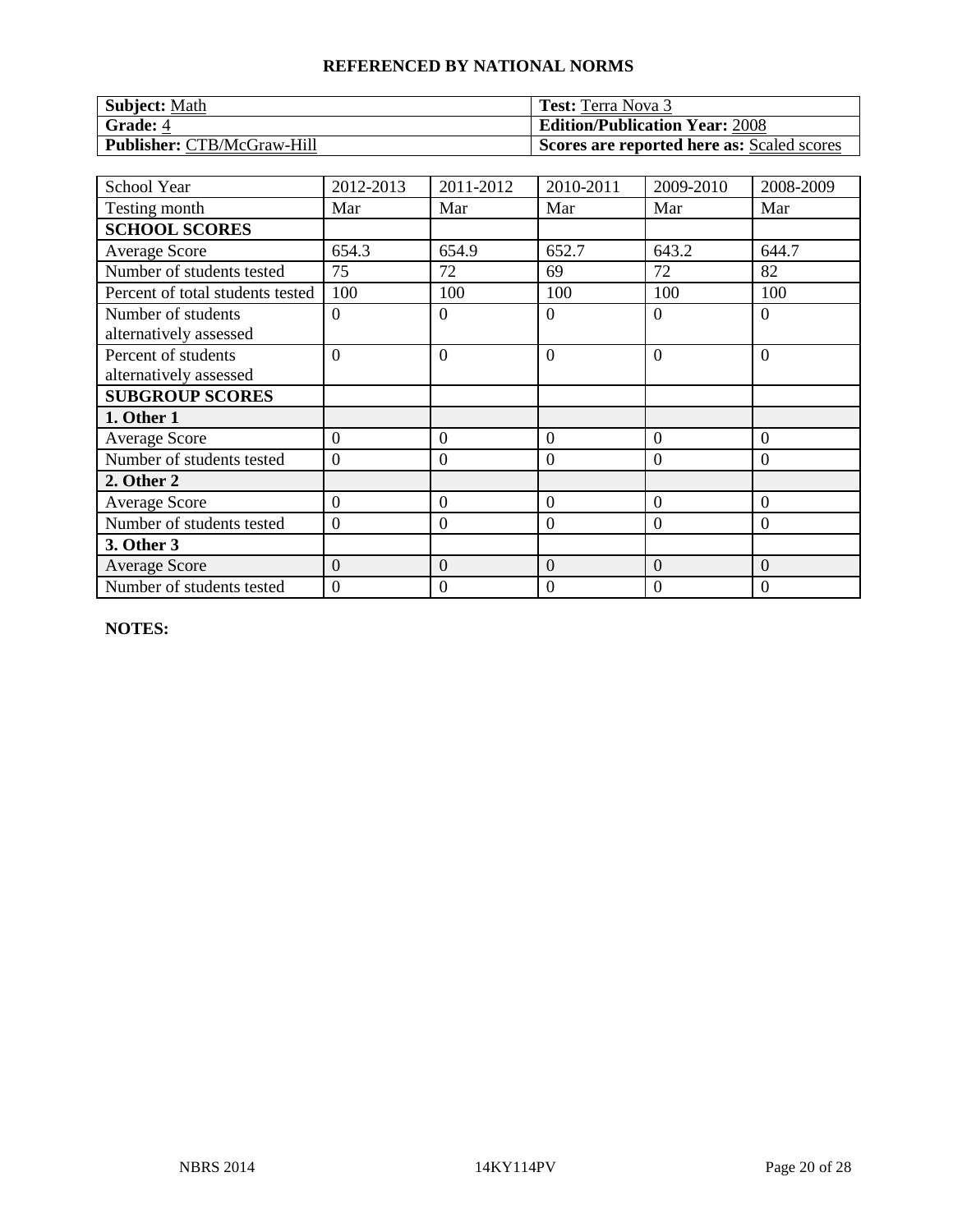## REFERENCED BY NATIONAL NORMS

| **Subject:** Math | **Test:** Terra Nova 3 |
|---|---|
| **Grade:** 4 | **Edition/Publication Year:** 2008 |
| **Publisher:** CTB/McGraw-Hill | **Scores are reported here as:** Scaled scores |

| School Year | 2012-2013 | 2011-2012 | 2010-2011 | 2009-2010 | 2008-2009 |
|---|---|---|---|---|---|
| Testing month | Mar | Mar | Mar | Mar | Mar |
| **SCHOOL SCORES** | | | | | |
| Average Score | 654.3 | 654.9 | 652.7 | 643.2 | 644.7 |
| Number of students tested | 75 | 72 | 69 | 72 | 82 |
| Percent of total students tested | 100 | 100 | 100 | 100 | 100 |
| Number of students alternatively assessed | 0 | 0 | 0 | 0 | 0 |
| Percent of students alternatively assessed | 0 | 0 | 0 | 0 | 0 |
| **SUBGROUP SCORES** | | | | | |
| **1. Other 1** | | | | | |
| Average Score | 0 | 0 | 0 | 0 | 0 |
| Number of students tested | 0 | 0 | 0 | 0 | 0 |
| **2. Other 2** | | | | | |
| Average Score | 0 | 0 | 0 | 0 | 0 |
| Number of students tested | 0 | 0 | 0 | 0 | 0 |
| **3. Other 3** | | | | | |
| Average Score | 0 | 0 | 0 | 0 | 0 |
| Number of students tested | 0 | 0 | 0 | 0 | 0 |

**NOTES:**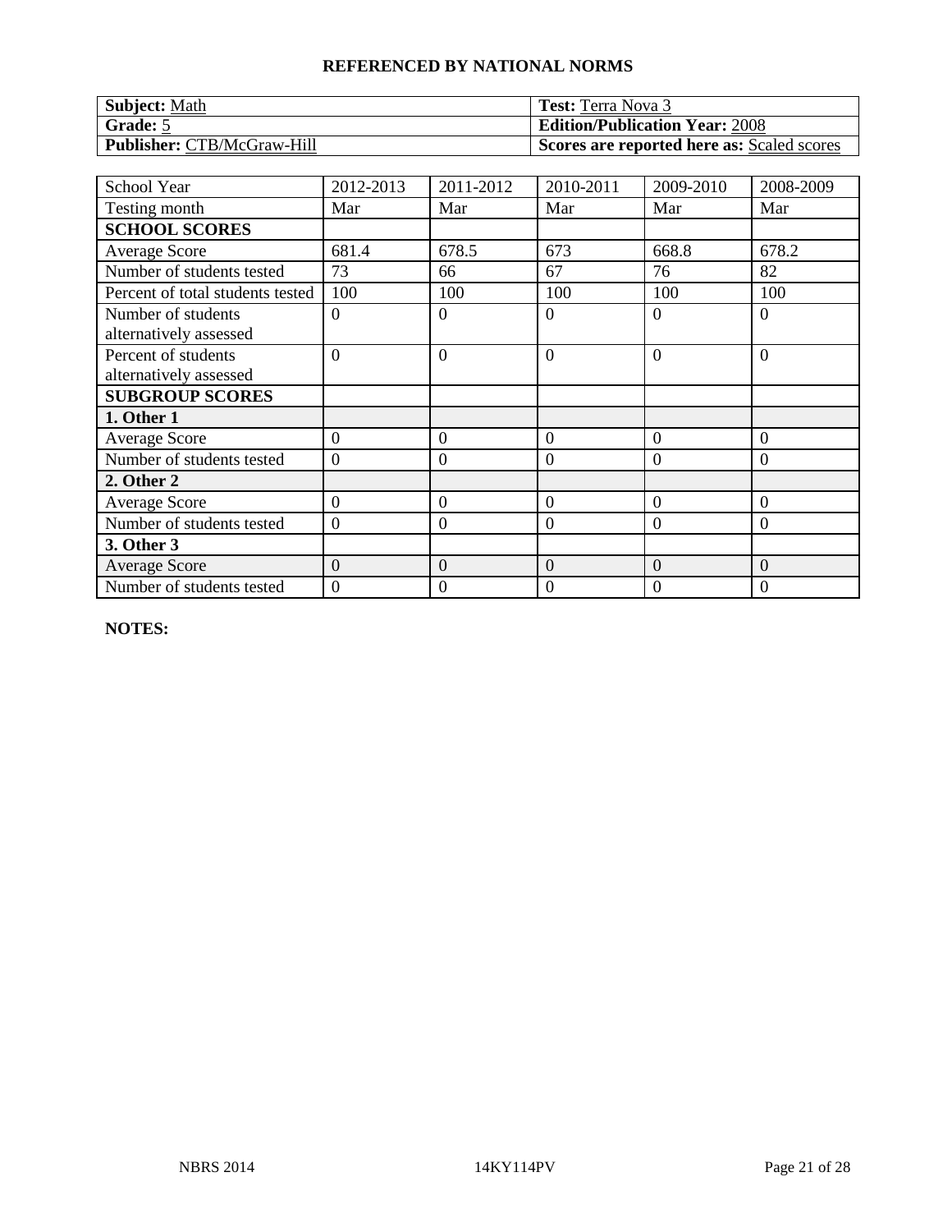# REFERENCED BY NATIONAL NORMS

| **Subject:** Math | **Test:** Terra Nova 3 |
|---|---|
| **Grade:** 5 | **Edition/Publication Year:** 2008 |
| **Publisher:** CTB/McGraw-Hill | **Scores are reported here as:** Scaled scores |

| School Year | 2012-2013 | 2011-2012 | 2010-2011 | 2009-2010 | 2008-2009 |
|---|---|---|---|---|---|
| Testing month | Mar | Mar | Mar | Mar | Mar |
| **SCHOOL SCORES** | | | | | |
| Average Score | 681.4 | 678.5 | 673 | 668.8 | 678.2 |
| Number of students tested | 73 | 66 | 67 | 76 | 82 |
| Percent of total students tested | 100 | 100 | 100 | 100 | 100 |
| Number of students alternatively assessed | 0 | 0 | 0 | 0 | 0 |
| Percent of students alternatively assessed | 0 | 0 | 0 | 0 | 0 |
| **SUBGROUP SCORES** | | | | | |
| **1. Other 1** | | | | | |
| Average Score | 0 | 0 | 0 | 0 | 0 |
| Number of students tested | 0 | 0 | 0 | 0 | 0 |
| **2. Other 2** | | | | | |
| Average Score | 0 | 0 | 0 | 0 | 0 |
| Number of students tested | 0 | 0 | 0 | 0 | 0 |
| **3. Other 3** | | | | | |
| Average Score | 0 | 0 | 0 | 0 | 0 |
| Number of students tested | 0 | 0 | 0 | 0 | 0 |

**NOTES:**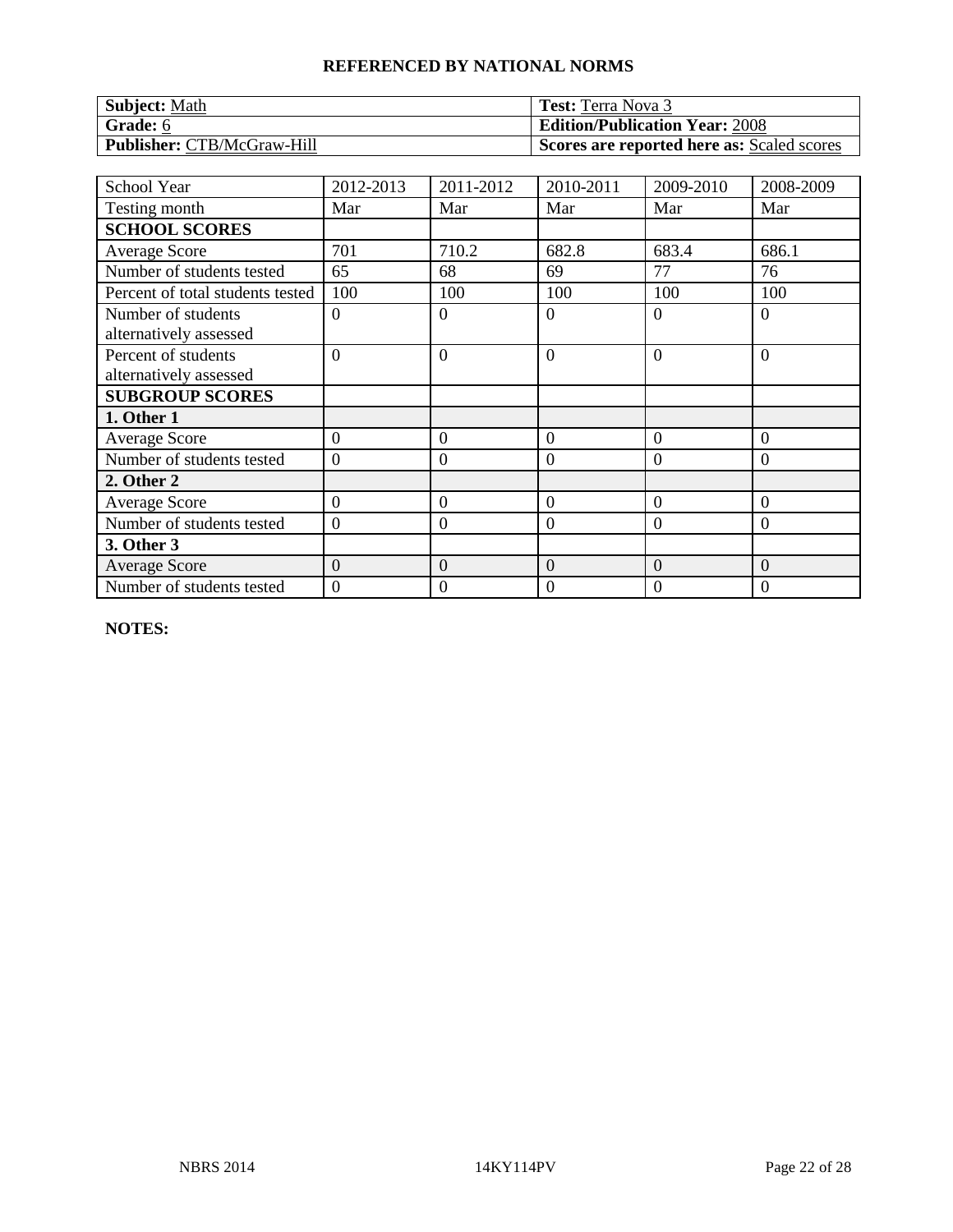## REFERENCED BY NATIONAL NORMS

| **Subject:** Math | **Test:** Terra Nova 3 |
|---|---|
| **Grade:** 6 | **Edition/Publication Year:** 2008 |
| **Publisher:** CTB/McGraw-Hill | **Scores are reported here as:** Scaled scores |

| School Year | 2012-2013 | 2011-2012 | 2010-2011 | 2009-2010 | 2008-2009 |
|---|---|---|---|---|---|
| Testing month | Mar | Mar | Mar | Mar | Mar |
| **SCHOOL SCORES** | | | | | |
| Average Score | 701 | 710.2 | 682.8 | 683.4 | 686.1 |
| Number of students tested | 65 | 68 | 69 | 77 | 76 |
| Percent of total students tested | 100 | 100 | 100 | 100 | 100 |
| Number of students alternatively assessed | 0 | 0 | 0 | 0 | 0 |
| Percent of students alternatively assessed | 0 | 0 | 0 | 0 | 0 |
| **SUBGROUP SCORES** | | | | | |
| **1. Other 1** | | | | | |
| Average Score | 0 | 0 | 0 | 0 | 0 |
| Number of students tested | 0 | 0 | 0 | 0 | 0 |
| **2. Other 2** | | | | | |
| Average Score | 0 | 0 | 0 | 0 | 0 |
| Number of students tested | 0 | 0 | 0 | 0 | 0 |
| **3. Other 3** | | | | | |
| Average Score | 0 | 0 | 0 | 0 | 0 |
| Number of students tested | 0 | 0 | 0 | 0 | 0 |

**NOTES:**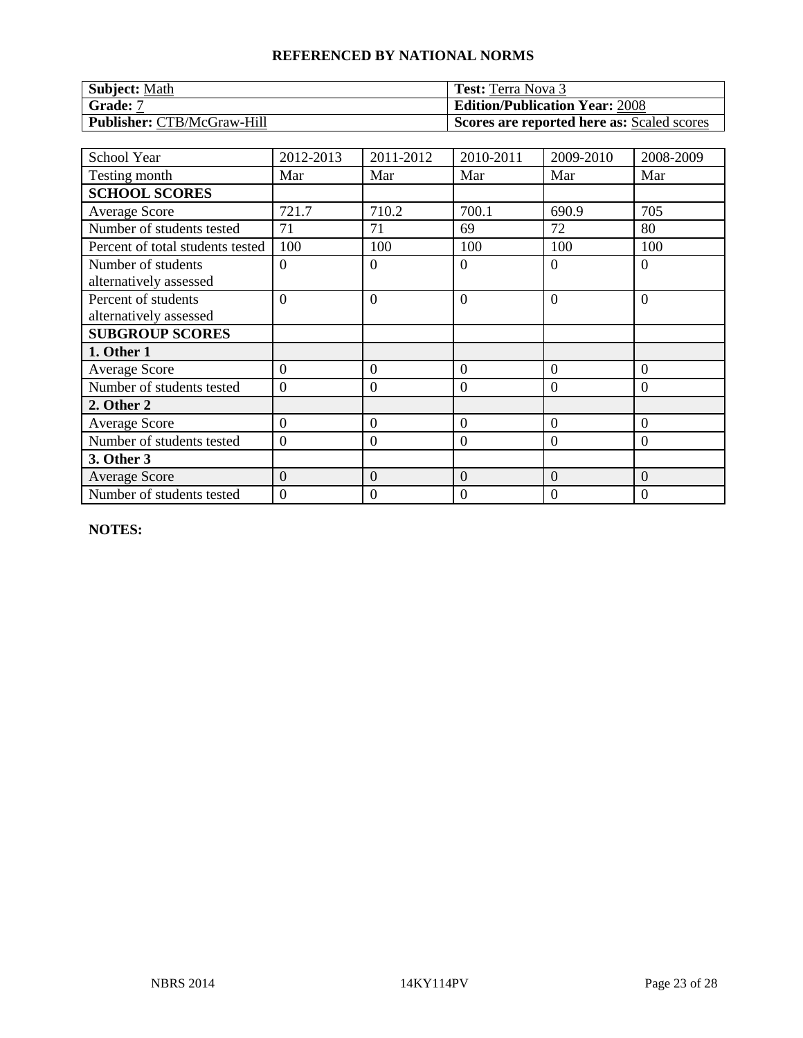## REFERENCED BY NATIONAL NORMS

| **Subject:** Math | **Test:** Terra Nova 3 |
|---|---|
| **Grade:** 7 | **Edition/Publication Year:** 2008 |
| **Publisher:** CTB/McGraw-Hill | **Scores are reported here as:** Scaled scores |

| School Year | 2012-2013 | 2011-2012 | 2010-2011 | 2009-2010 | 2008-2009 |
|---|---|---|---|---|---|
| Testing month | Mar | Mar | Mar | Mar | Mar |
| **SCHOOL SCORES** | | | | | |
| Average Score | 721.7 | 710.2 | 700.1 | 690.9 | 705 |
| Number of students tested | 71 | 71 | 69 | 72 | 80 |
| Percent of total students tested | 100 | 100 | 100 | 100 | 100 |
| Number of students alternatively assessed | 0 | 0 | 0 | 0 | 0 |
| Percent of students alternatively assessed | 0 | 0 | 0 | 0 | 0 |
| **SUBGROUP SCORES** | | | | | |
| **1. Other 1** | | | | | |
| Average Score | 0 | 0 | 0 | 0 | 0 |
| Number of students tested | 0 | 0 | 0 | 0 | 0 |
| **2. Other 2** | | | | | |
| Average Score | 0 | 0 | 0 | 0 | 0 |
| Number of students tested | 0 | 0 | 0 | 0 | 0 |
| **3. Other 3** | | | | | |
| Average Score | 0 | 0 | 0 | 0 | 0 |
| Number of students tested | 0 | 0 | 0 | 0 | 0 |

**NOTES:**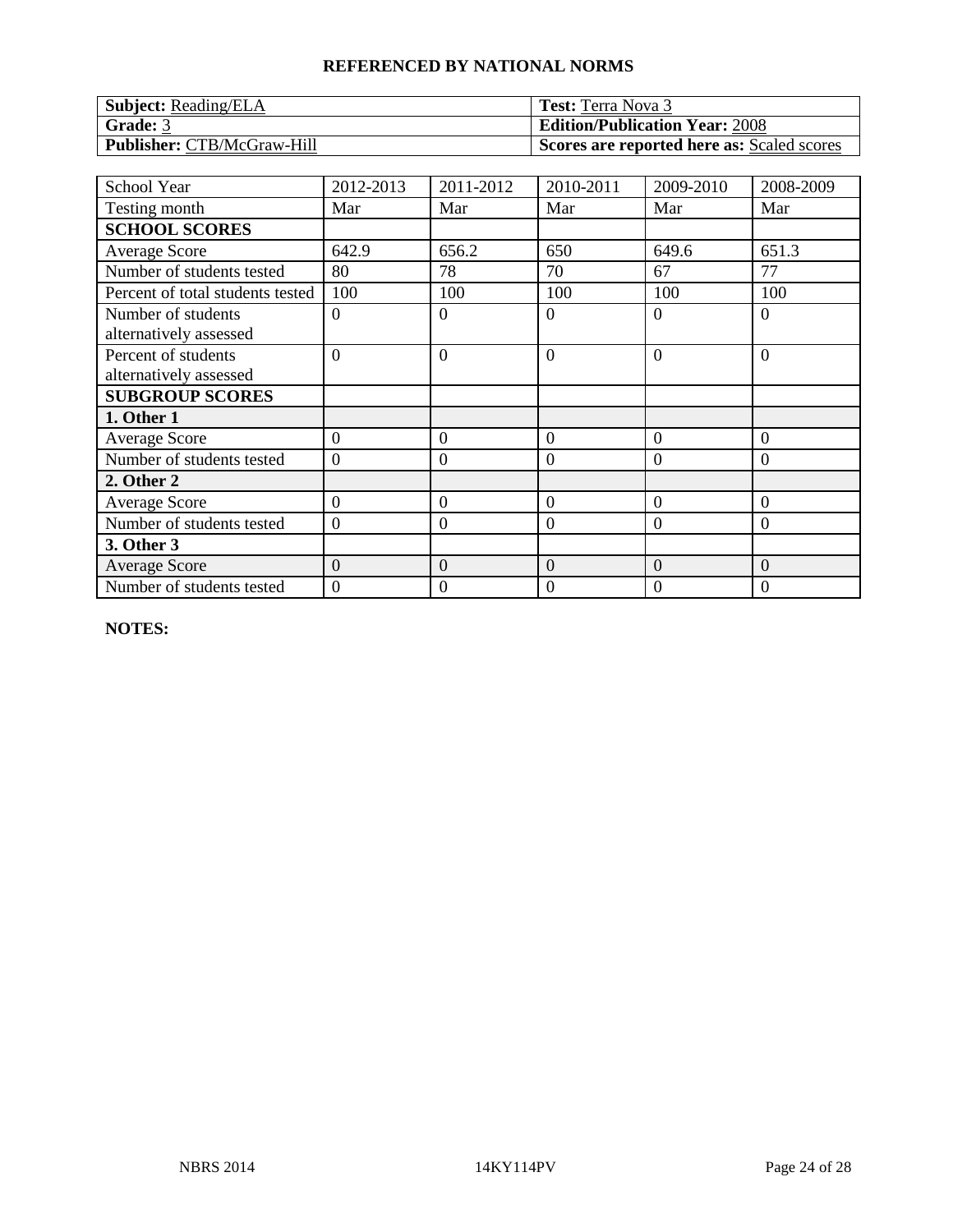**REFERENCED BY NATIONAL NORMS**

| **Subject:** Reading/ELA | **Test:** Terra Nova 3 |
|---|---|
| **Grade:** 3 | **Edition/Publication Year:** 2008 |
| **Publisher:** CTB/McGraw-Hill | **Scores are reported here as:** Scaled scores |

| School Year | 2012-2013 | 2011-2012 | 2010-2011 | 2009-2010 | 2008-2009 |
|---|---|---|---|---|---|
| Testing month | Mar | Mar | Mar | Mar | Mar |
| **SCHOOL SCORES** | | | | | |
| Average Score | 642.9 | 656.2 | 650 | 649.6 | 651.3 |
| Number of students tested | 80 | 78 | 70 | 67 | 77 |
| Percent of total students tested | 100 | 100 | 100 | 100 | 100 |
| Number of students alternatively assessed | 0 | 0 | 0 | 0 | 0 |
| Percent of students alternatively assessed | 0 | 0 | 0 | 0 | 0 |
| **SUBGROUP SCORES** | | | | | |
| **1. Other 1** | | | | | |
| Average Score | 0 | 0 | 0 | 0 | 0 |
| Number of students tested | 0 | 0 | 0 | 0 | 0 |
| **2. Other 2** | | | | | |
| Average Score | 0 | 0 | 0 | 0 | 0 |
| Number of students tested | 0 | 0 | 0 | 0 | 0 |
| **3. Other 3** | | | | | |
| Average Score | 0 | 0 | 0 | 0 | 0 |
| Number of students tested | 0 | 0 | 0 | 0 | 0 |

**NOTES:**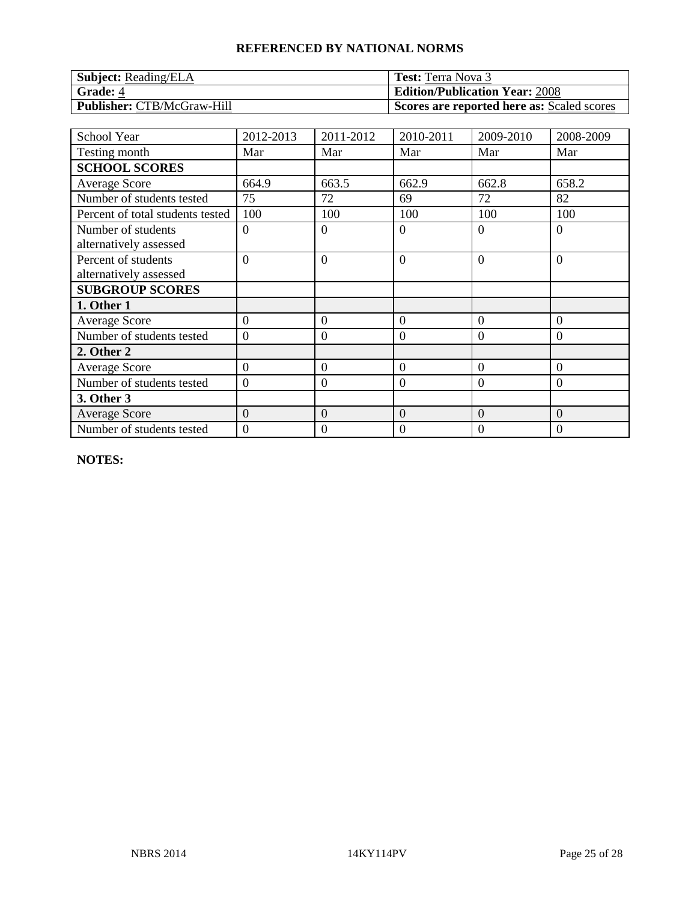## REFERENCED BY NATIONAL NORMS

| **Subject:** Reading/ELA | **Test:** Terra Nova 3 |
|---|---|
| **Grade:** 4 | **Edition/Publication Year:** 2008 |
| **Publisher:** CTB/McGraw-Hill | **Scores are reported here as:** Scaled scores |

| School Year | 2012-2013 | 2011-2012 | 2010-2011 | 2009-2010 | 2008-2009 |
|---|---|---|---|---|---|
| Testing month | Mar | Mar | Mar | Mar | Mar |
| **SCHOOL SCORES** | | | | | |
| Average Score | 664.9 | 663.5 | 662.9 | 662.8 | 658.2 |
| Number of students tested | 75 | 72 | 69 | 72 | 82 |
| Percent of total students tested | 100 | 100 | 100 | 100 | 100 |
| Number of students alternatively assessed | 0 | 0 | 0 | 0 | 0 |
| Percent of students alternatively assessed | 0 | 0 | 0 | 0 | 0 |
| **SUBGROUP SCORES** | | | | | |
| **1. Other 1** | | | | | |
| Average Score | 0 | 0 | 0 | 0 | 0 |
| Number of students tested | 0 | 0 | 0 | 0 | 0 |
| **2. Other 2** | | | | | |
| Average Score | 0 | 0 | 0 | 0 | 0 |
| Number of students tested | 0 | 0 | 0 | 0 | 0 |
| **3. Other 3** | | | | | |
| Average Score | 0 | 0 | 0 | 0 | 0 |
| Number of students tested | 0 | 0 | 0 | 0 | 0 |

**NOTES:**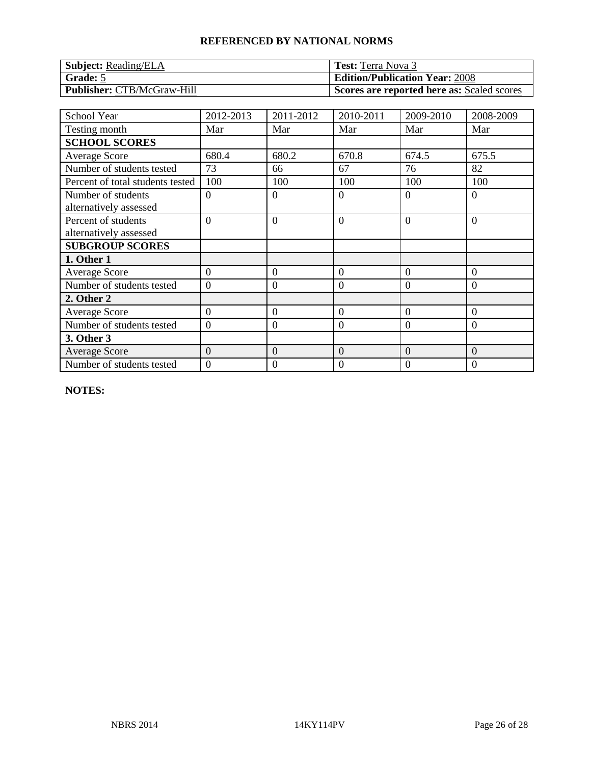**REFERENCED BY NATIONAL NORMS**

| **Subject:** Reading/ELA | **Test:** Terra Nova 3 |
|---|---|
| **Grade:** 5 | **Edition/Publication Year:** 2008 |
| **Publisher:** CTB/McGraw-Hill | **Scores are reported here as:** Scaled scores |

| School Year | 2012-2013 | 2011-2012 | 2010-2011 | 2009-2010 | 2008-2009 |
|---|---|---|---|---|---|
| Testing month | Mar | Mar | Mar | Mar | Mar |
| **SCHOOL SCORES** | | | | | |
| Average Score | 680.4 | 680.2 | 670.8 | 674.5 | 675.5 |
| Number of students tested | 73 | 66 | 67 | 76 | 82 |
| Percent of total students tested | 100 | 100 | 100 | 100 | 100 |
| Number of students alternatively assessed | 0 | 0 | 0 | 0 | 0 |
| Percent of students alternatively assessed | 0 | 0 | 0 | 0 | 0 |
| **SUBGROUP SCORES** | | | | | |
| **1. Other 1** | | | | | |
| Average Score | 0 | 0 | 0 | 0 | 0 |
| Number of students tested | 0 | 0 | 0 | 0 | 0 |
| **2. Other 2** | | | | | |
| Average Score | 0 | 0 | 0 | 0 | 0 |
| Number of students tested | 0 | 0 | 0 | 0 | 0 |
| **3. Other 3** | | | | | |
| Average Score | 0 | 0 | 0 | 0 | 0 |
| Number of students tested | 0 | 0 | 0 | 0 | 0 |

**NOTES:**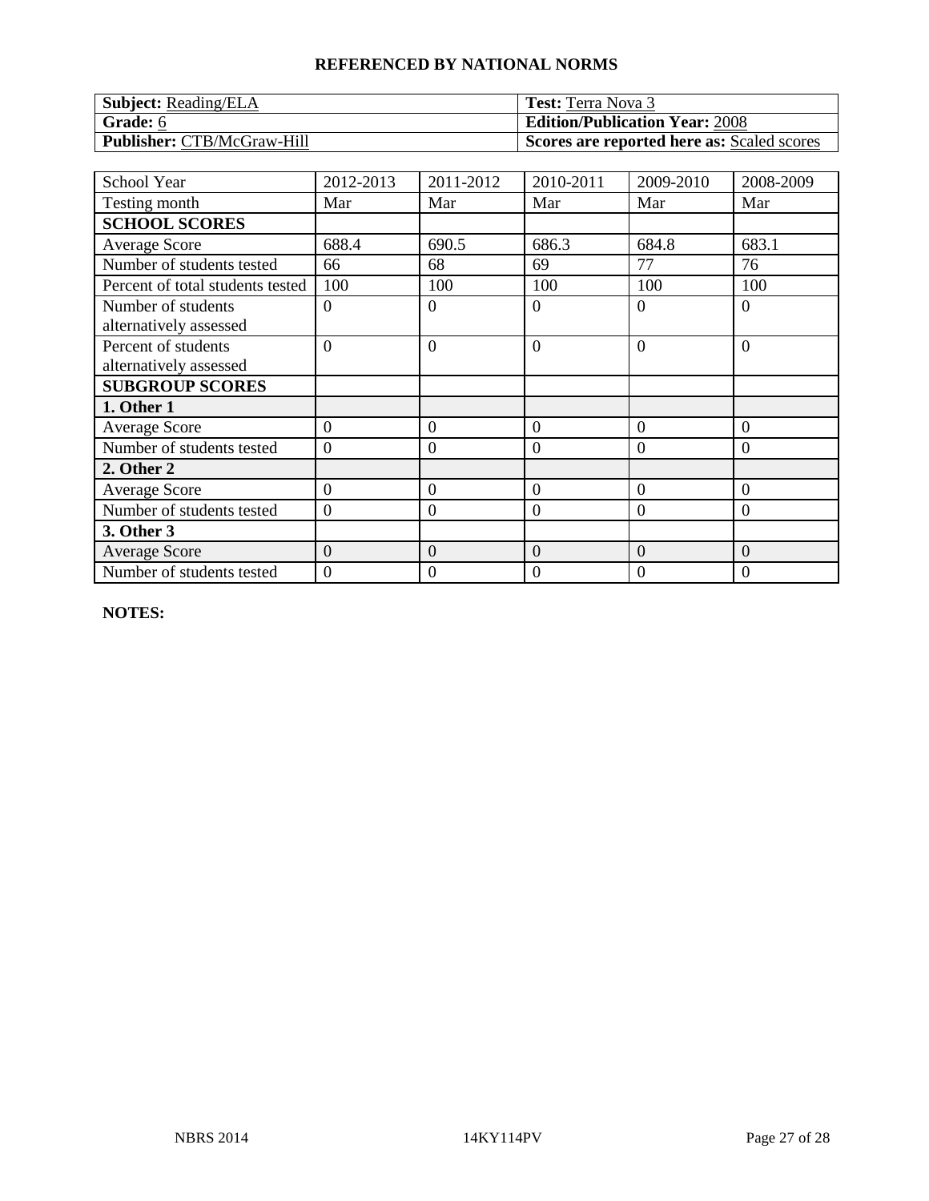## REFERENCED BY NATIONAL NORMS

| **Subject:** Reading/ELA | **Test:** Terra Nova 3 |
|---|---|
| **Grade:** 6 | **Edition/Publication Year:** 2008 |
| **Publisher:** CTB/McGraw-Hill | **Scores are reported here as:** Scaled scores |

| School Year | 2012-2013 | 2011-2012 | 2010-2011 | 2009-2010 | 2008-2009 |
|---|---|---|---|---|---|
| Testing month | Mar | Mar | Mar | Mar | Mar |
| **SCHOOL SCORES** | | | | | |
| Average Score | 688.4 | 690.5 | 686.3 | 684.8 | 683.1 |
| Number of students tested | 66 | 68 | 69 | 77 | 76 |
| Percent of total students tested | 100 | 100 | 100 | 100 | 100 |
| Number of students alternatively assessed | 0 | 0 | 0 | 0 | 0 |
| Percent of students alternatively assessed | 0 | 0 | 0 | 0 | 0 |
| **SUBGROUP SCORES** | | | | | |
| **1. Other 1** | | | | | |
| Average Score | 0 | 0 | 0 | 0 | 0 |
| Number of students tested | 0 | 0 | 0 | 0 | 0 |
| **2. Other 2** | | | | | |
| Average Score | 0 | 0 | 0 | 0 | 0 |
| Number of students tested | 0 | 0 | 0 | 0 | 0 |
| **3. Other 3** | | | | | |
| Average Score | 0 | 0 | 0 | 0 | 0 |
| Number of students tested | 0 | 0 | 0 | 0 | 0 |

**NOTES:**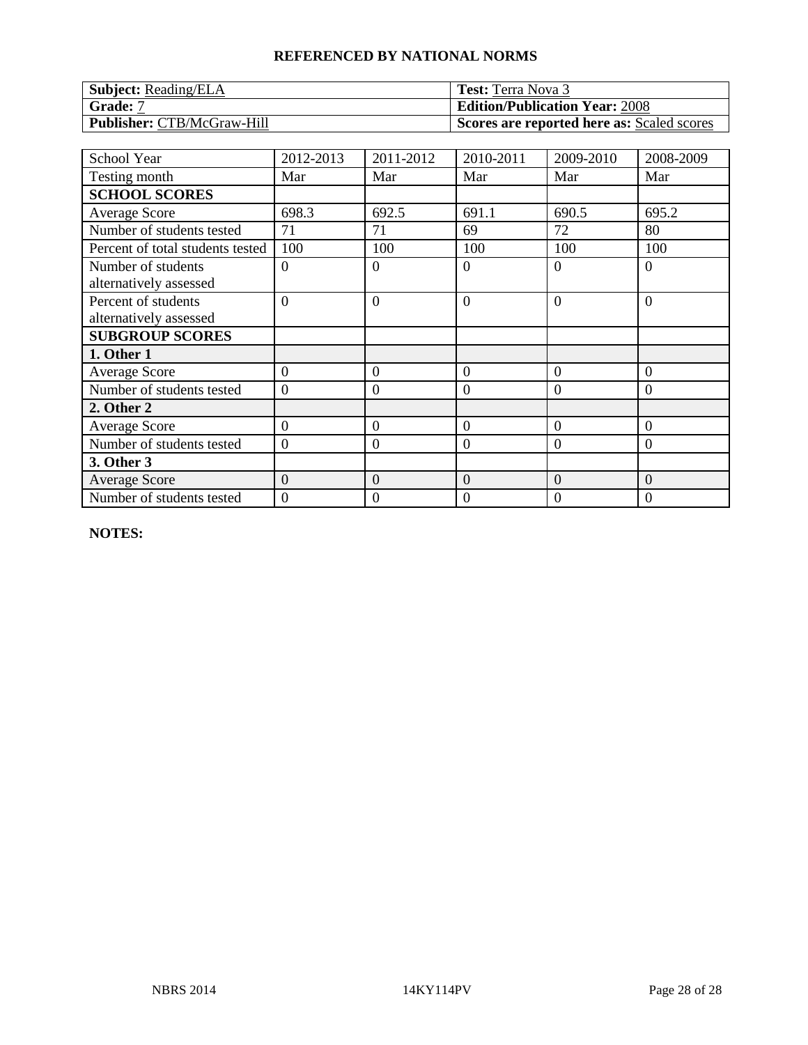## REFERENCED BY NATIONAL NORMS

| | |
|---|---|
| **Subject:** Reading/ELA | **Test:** Terra Nova 3 |
| **Grade:** 7 | **Edition/Publication Year:** 2008 |
| **Publisher:** CTB/McGraw-Hill | **Scores are reported here as:** Scaled scores |

| School Year | 2012-2013 | 2011-2012 | 2010-2011 | 2009-2010 | 2008-2009 |
|---|---|---|---|---|---|
| Testing month | Mar | Mar | Mar | Mar | Mar |
| **SCHOOL SCORES** | | | | | |
| Average Score | 698.3 | 692.5 | 691.1 | 690.5 | 695.2 |
| Number of students tested | 71 | 71 | 69 | 72 | 80 |
| Percent of total students tested | 100 | 100 | 100 | 100 | 100 |
| Number of students alternatively assessed | 0 | 0 | 0 | 0 | 0 |
| Percent of students alternatively assessed | 0 | 0 | 0 | 0 | 0 |
| **SUBGROUP SCORES** | | | | | |
| **1. Other 1** | | | | | |
| Average Score | 0 | 0 | 0 | 0 | 0 |
| Number of students tested | 0 | 0 | 0 | 0 | 0 |
| **2. Other 2** | | | | | |
| Average Score | 0 | 0 | 0 | 0 | 0 |
| Number of students tested | 0 | 0 | 0 | 0 | 0 |
| **3. Other 3** | | | | | |
| Average Score | 0 | 0 | 0 | 0 | 0 |
| Number of students tested | 0 | 0 | 0 | 0 | 0 |

**NOTES:**